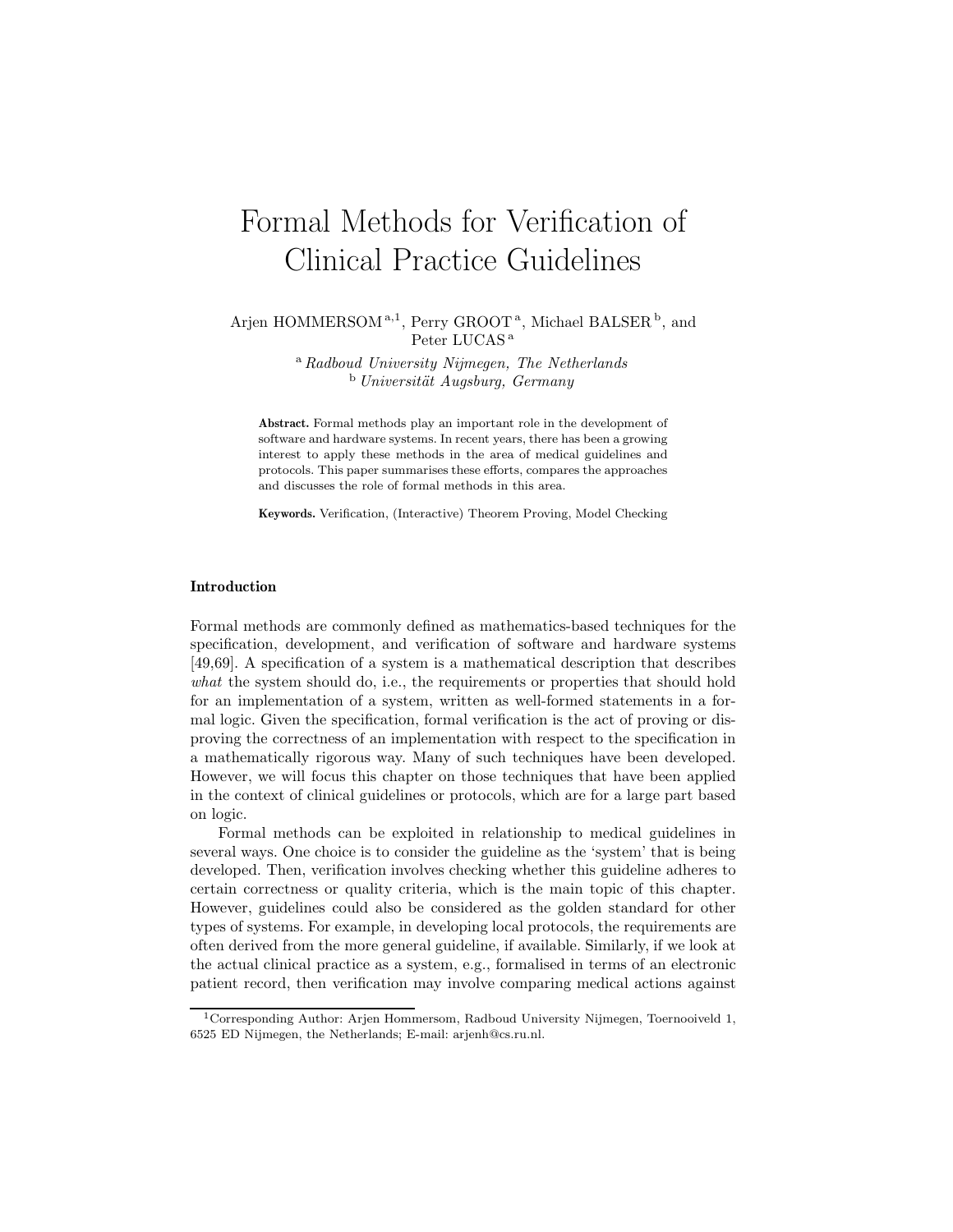# Formal Methods for Verification of Clinical Practice Guidelines

Arjen HOMMERSOM [a,1], Perry GROOT [a], Michael BALSER [b], and Peter LUCAS [a]

[a] *Radboud University Nijmegen, The Netherlands*
[b] *Universität Augsburg, Germany*

**Abstract.** Formal methods play an important role in the development of software and hardware systems. In recent years, there has been a growing interest to apply these methods in the area of medical guidelines and protocols. This paper summarises these efforts, compares the approaches and discusses the role of formal methods in this area.

**Keywords.** Verification, (Interactive) Theorem Proving, Model Checking

## Introduction

Formal methods are commonly defined as mathematics-based techniques for the specification, development, and verification of software and hardware systems [49,69]. A specification of a system is a mathematical description that describes *what* the system should do, i.e., the requirements or properties that should hold for an implementation of a system, written as well-formed statements in a formal logic. Given the specification, formal verification is the act of proving or disproving the correctness of an implementation with respect to the specification in a mathematically rigorous way. Many of such techniques have been developed. However, we will focus this chapter on those techniques that have been applied in the context of clinical guidelines or protocols, which are for a large part based on logic.

Formal methods can be exploited in relationship to medical guidelines in several ways. One choice is to consider the guideline as the 'system' that is being developed. Then, verification involves checking whether this guideline adheres to certain correctness or quality criteria, which is the main topic of this chapter. However, guidelines could also be considered as the golden standard for other types of systems. For example, in developing local protocols, the requirements are often derived from the more general guideline, if available. Similarly, if we look at the actual clinical practice as a system, e.g., formalised in terms of an electronic patient record, then verification may involve comparing medical actions against

[1] Corresponding Author: Arjen Hommersom, Radboud University Nijmegen, Toernooiveld 1, 6525 ED Nijmegen, the Netherlands; E-mail: arjenh@cs.ru.nl.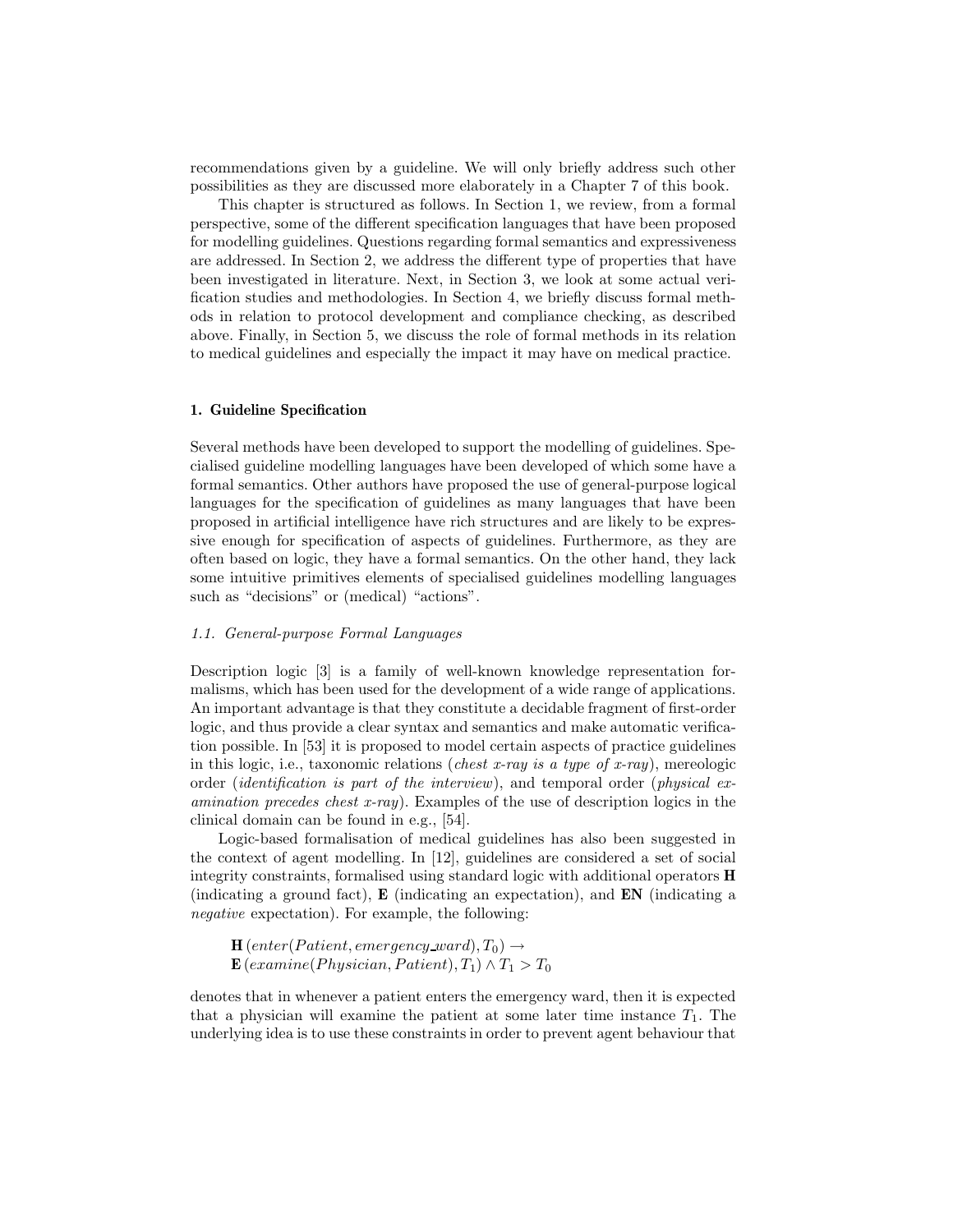recommendations given by a guideline. We will only briefly address such other possibilities as they are discussed more elaborately in a Chapter 7 of this book.

This chapter is structured as follows. In Section 1, we review, from a formal perspective, some of the different specification languages that have been proposed for modelling guidelines. Questions regarding formal semantics and expressiveness are addressed. In Section 2, we address the different type of properties that have been investigated in literature. Next, in Section 3, we look at some actual verification studies and methodologies. In Section 4, we briefly discuss formal methods in relation to protocol development and compliance checking, as described above. Finally, in Section 5, we discuss the role of formal methods in its relation to medical guidelines and especially the impact it may have on medical practice.

## 1. Guideline Specification

Several methods have been developed to support the modelling of guidelines. Specialised guideline modelling languages have been developed of which some have a formal semantics. Other authors have proposed the use of general-purpose logical languages for the specification of guidelines as many languages that have been proposed in artificial intelligence have rich structures and are likely to be expressive enough for specification of aspects of guidelines. Furthermore, as they are often based on logic, they have a formal semantics. On the other hand, they lack some intuitive primitives elements of specialised guidelines modelling languages such as "decisions" or (medical) "actions".

### *1.1. General-purpose Formal Languages*

Description logic [3] is a family of well-known knowledge representation formalisms, which has been used for the development of a wide range of applications. An important advantage is that they constitute a decidable fragment of first-order logic, and thus provide a clear syntax and semantics and make automatic verification possible. In [53] it is proposed to model certain aspects of practice guidelines in this logic, i.e., taxonomic relations (*chest x-ray is a type of x-ray*), mereologic order (*identification is part of the interview*), and temporal order (*physical examination precedes chest x-ray*). Examples of the use of description logics in the clinical domain can be found in e.g., [54].

Logic-based formalisation of medical guidelines has also been suggested in the context of agent modelling. In [12], guidelines are considered a set of social integrity constraints, formalised using standard logic with additional operators **H** (indicating a ground fact), **E** (indicating an expectation), and **EN** (indicating a *negative* expectation). For example, the following:

$$\mathbf{H}\,(enter(Patient, emergency\_ward), T_0) \rightarrow$$
$$\mathbf{E}\,(examine(Physician, Patient), T_1) \wedge T_1 > T_0$$

denotes that in whenever a patient enters the emergency ward, then it is expected that a physician will examine the patient at some later time instance $T_1$. The underlying idea is to use these constraints in order to prevent agent behaviour that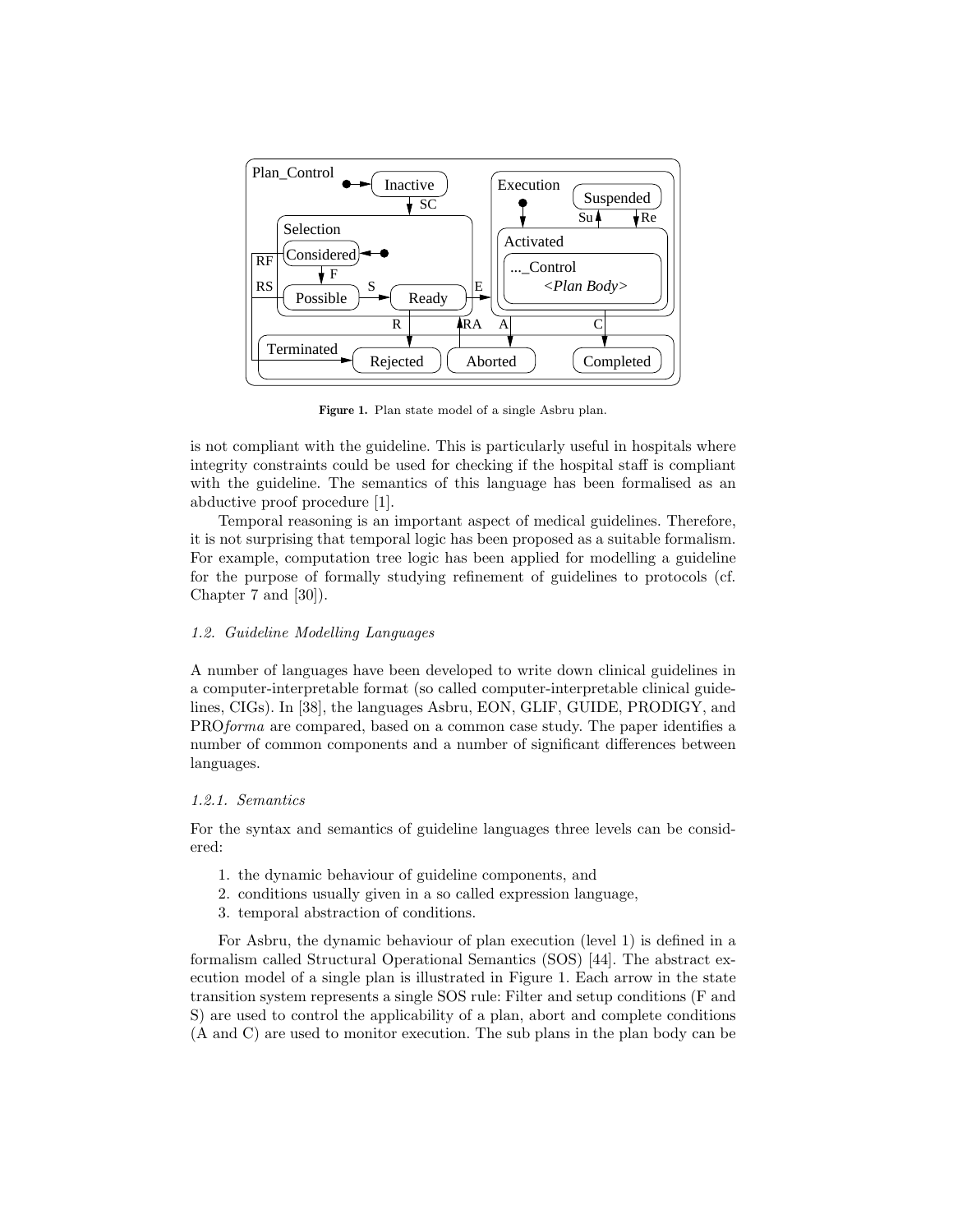Plan_Control

Inactive

SC

Selection

Considered

F

RF

RS

Possible

S

Ready

E

Execution

Suspended

Su

Re

Activated

..._Control

<Plan Body>

R

RA

A

C

Terminated

Rejected

Aborted

Completed

**Figure 1.** Plan state model of a single Asbru plan.

is not compliant with the guideline. This is particularly useful in hospitals where integrity constraints could be used for checking if the hospital staff is compliant with the guideline. The semantics of this language has been formalised as an abductive proof procedure [1].

Temporal reasoning is an important aspect of medical guidelines. Therefore, it is not surprising that temporal logic has been proposed as a suitable formalism. For example, computation tree logic has been applied for modelling a guideline for the purpose of formally studying refinement of guidelines to protocols (cf. Chapter 7 and [30]).

### *1.2. Guideline Modelling Languages*

A number of languages have been developed to write down clinical guidelines in a computer-interpretable format (so called computer-interpretable clinical guidelines, CIGs). In [38], the languages Asbru, EON, GLIF, GUIDE, PRODIGY, and PRO*forma* are compared, based on a common case study. The paper identifies a number of common components and a number of significant differences between languages.

#### *1.2.1. Semantics*

For the syntax and semantics of guideline languages three levels can be considered:

1. the dynamic behaviour of guideline components, and
2. conditions usually given in a so called expression language,
3. temporal abstraction of conditions.

For Asbru, the dynamic behaviour of plan execution (level 1) is defined in a formalism called Structural Operational Semantics (SOS) [44]. The abstract execution model of a single plan is illustrated in Figure 1. Each arrow in the state transition system represents a single SOS rule: Filter and setup conditions (F and S) are used to control the applicability of a plan, abort and complete conditions (A and C) are used to monitor execution. The sub plans in the plan body can be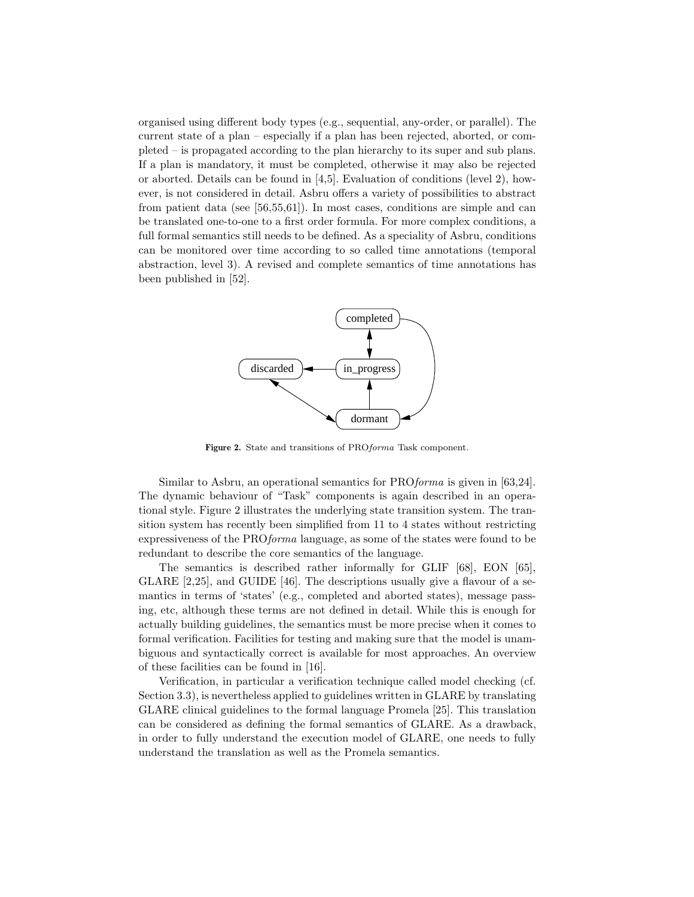organised using different body types (e.g., sequential, any-order, or parallel). The current state of a plan – especially if a plan has been rejected, aborted, or completed – is propagated according to the plan hierarchy to its super and sub plans. If a plan is mandatory, it must be completed, otherwise it may also be rejected or aborted. Details can be found in [4,5]. Evaluation of conditions (level 2), however, is not considered in detail. Asbru offers a variety of possibilities to abstract from patient data (see [56,55,61]). In most cases, conditions are simple and can be translated one-to-one to a first order formula. For more complex conditions, a full formal semantics still needs to be defined. As a speciality of Asbru, conditions can be monitored over time according to so called time annotations (temporal abstraction, level 3). A revised and complete semantics of time annotations has been published in [52].

completed

discarded

in_progress

dormant

**Figure 2.** State and transitions of PRO*forma* Task component.

Similar to Asbru, an operational semantics for PRO*forma* is given in [63,24]. The dynamic behaviour of "Task" components is again described in an operational style. Figure 2 illustrates the underlying state transition system. The transition system has recently been simplified from 11 to 4 states without restricting expressiveness of the PRO*forma* language, as some of the states were found to be redundant to describe the core semantics of the language.

The semantics is described rather informally for GLIF [68], EON [65], GLARE [2,25], and GUIDE [46]. The descriptions usually give a flavour of a semantics in terms of 'states' (e.g., completed and aborted states), message passing, etc, although these terms are not defined in detail. While this is enough for actually building guidelines, the semantics must be more precise when it comes to formal verification. Facilities for testing and making sure that the model is unambiguous and syntactically correct is available for most approaches. An overview of these facilities can be found in [16].

Verification, in particular a verification technique called model checking (cf. Section 3.3), is nevertheless applied to guidelines written in GLARE by translating GLARE clinical guidelines to the formal language Promela [25]. This translation can be considered as defining the formal semantics of GLARE. As a drawback, in order to fully understand the execution model of GLARE, one needs to fully understand the translation as well as the Promela semantics.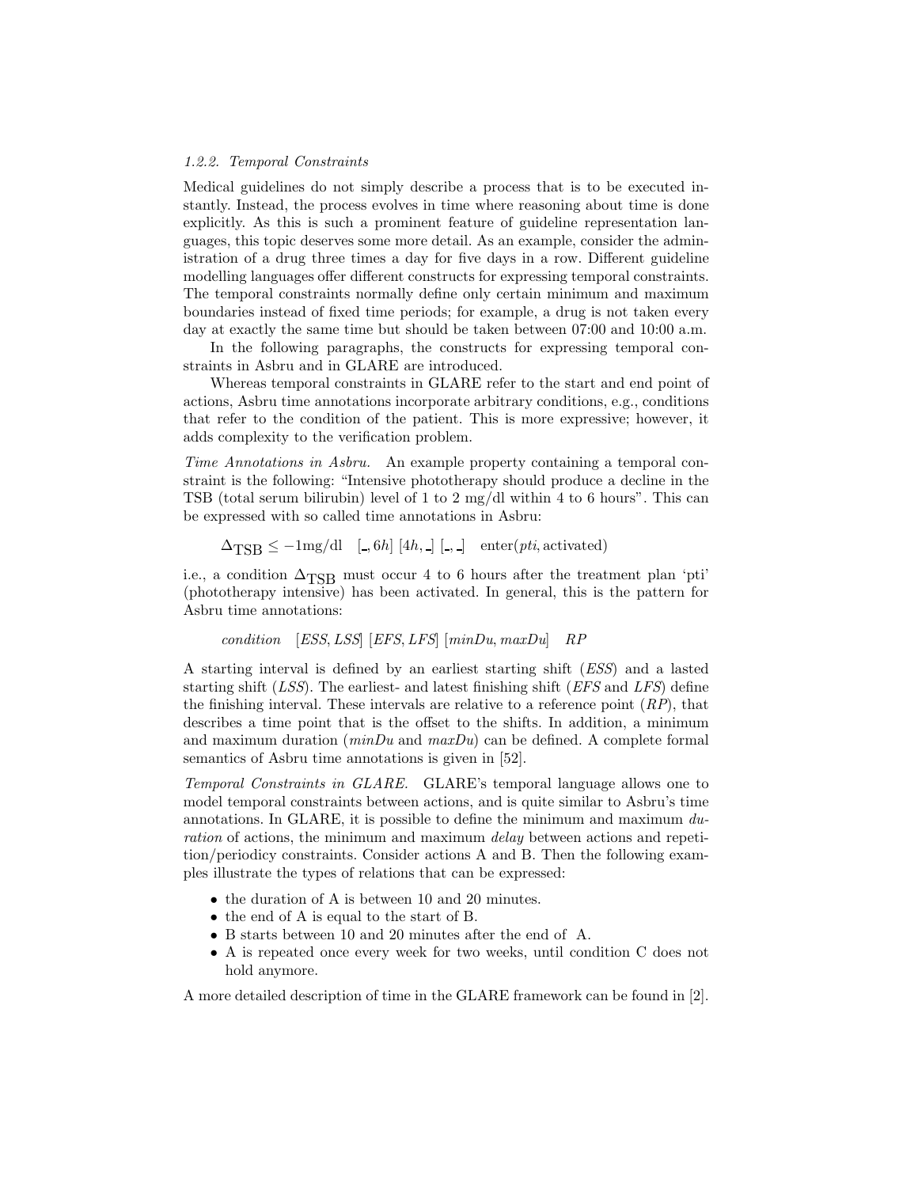*1.2.2. Temporal Constraints*

Medical guidelines do not simply describe a process that is to be executed instantly. Instead, the process evolves in time where reasoning about time is done explicitly. As this is such a prominent feature of guideline representation languages, this topic deserves some more detail. As an example, consider the administration of a drug three times a day for five days in a row. Different guideline modelling languages offer different constructs for expressing temporal constraints. The temporal constraints normally define only certain minimum and maximum boundaries instead of fixed time periods; for example, a drug is not taken every day at exactly the same time but should be taken between 07:00 and 10:00 a.m.

In the following paragraphs, the constructs for expressing temporal constraints in Asbru and in GLARE are introduced.

Whereas temporal constraints in GLARE refer to the start and end point of actions, Asbru time annotations incorporate arbitrary conditions, e.g., conditions that refer to the condition of the patient. This is more expressive; however, it adds complexity to the verification problem.

*Time Annotations in Asbru.* An example property containing a temporal constraint is the following: "Intensive phototherapy should produce a decline in the TSB (total serum bilirubin) level of 1 to 2 mg/dl within 4 to 6 hours". This can be expressed with so called time annotations in Asbru:

$$\Delta_{\mathrm{TSB}} \leq -1\mathrm{mg/dl} \quad [\_, 6h]\ [4h, \_]\ [\_, \_] \quad \mathrm{enter}(pti, \mathrm{activated})$$

i.e., a condition $\Delta_{\mathrm{TSB}}$ must occur 4 to 6 hours after the treatment plan 'pti' (phototherapy intensive) has been activated. In general, this is the pattern for Asbru time annotations:

$$condition \quad [ESS, LSS]\ [EFS, LFS]\ [minDu, maxDu] \quad RP$$

A starting interval is defined by an earliest starting shift (*ESS*) and a lasted starting shift (*LSS*). The earliest- and latest finishing shift (*EFS* and *LFS*) define the finishing interval. These intervals are relative to a reference point (*RP*), that describes a time point that is the offset to the shifts. In addition, a minimum and maximum duration (*minDu* and *maxDu*) can be defined. A complete formal semantics of Asbru time annotations is given in [52].

*Temporal Constraints in GLARE.* GLARE's temporal language allows one to model temporal constraints between actions, and is quite similar to Asbru's time annotations. In GLARE, it is possible to define the minimum and maximum *duration* of actions, the minimum and maximum *delay* between actions and repetition/periodicy constraints. Consider actions A and B. Then the following examples illustrate the types of relations that can be expressed:

- the duration of A is between 10 and 20 minutes.
- the end of A is equal to the start of B.
- B starts between 10 and 20 minutes after the end of A.
- A is repeated once every week for two weeks, until condition C does not hold anymore.

A more detailed description of time in the GLARE framework can be found in [2].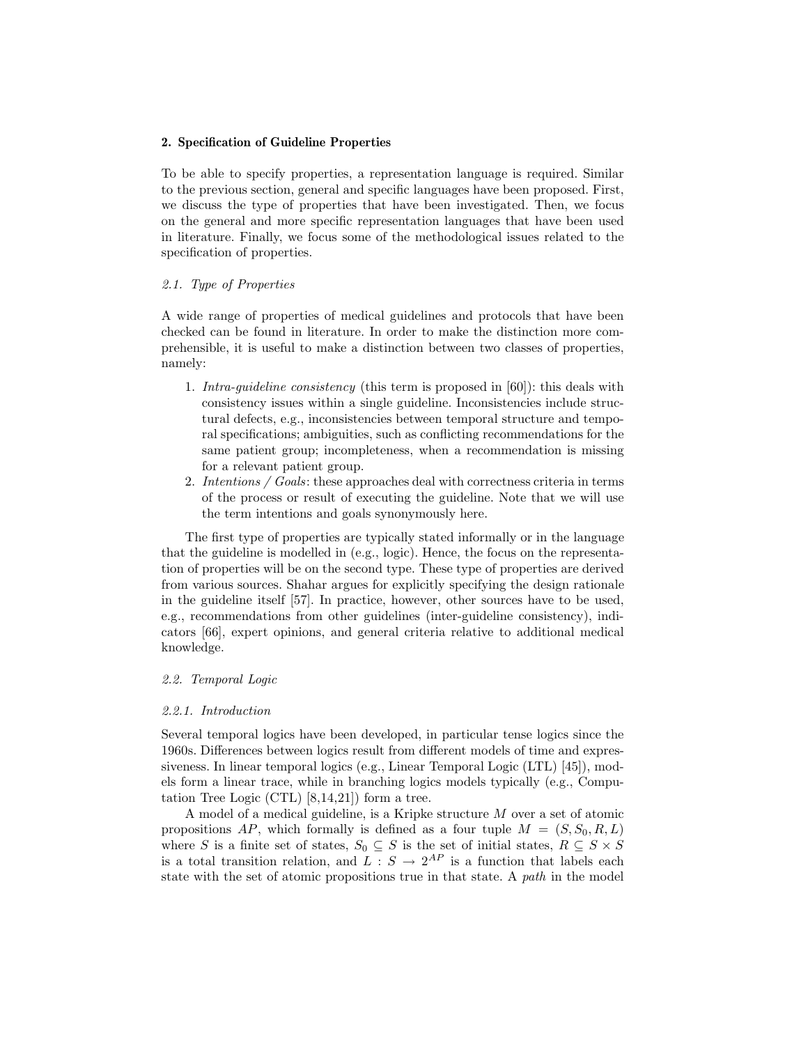## 2. Specification of Guideline Properties

To be able to specify properties, a representation language is required. Similar to the previous section, general and specific languages have been proposed. First, we discuss the type of properties that have been investigated. Then, we focus on the general and more specific representation languages that have been used in literature. Finally, we focus some of the methodological issues related to the specification of properties.

### *2.1. Type of Properties*

A wide range of properties of medical guidelines and protocols that have been checked can be found in literature. In order to make the distinction more comprehensible, it is useful to make a distinction between two classes of properties, namely:

1. *Intra-guideline consistency* (this term is proposed in [60]): this deals with consistency issues within a single guideline. Inconsistencies include structural defects, e.g., inconsistencies between temporal structure and temporal specifications; ambiguities, such as conflicting recommendations for the same patient group; incompleteness, when a recommendation is missing for a relevant patient group.
2. *Intentions / Goals*: these approaches deal with correctness criteria in terms of the process or result of executing the guideline. Note that we will use the term intentions and goals synonymously here.

The first type of properties are typically stated informally or in the language that the guideline is modelled in (e.g., logic). Hence, the focus on the representation of properties will be on the second type. These type of properties are derived from various sources. Shahar argues for explicitly specifying the design rationale in the guideline itself [57]. In practice, however, other sources have to be used, e.g., recommendations from other guidelines (inter-guideline consistency), indicators [66], expert opinions, and general criteria relative to additional medical knowledge.

### *2.2. Temporal Logic*

#### *2.2.1. Introduction*

Several temporal logics have been developed, in particular tense logics since the 1960s. Differences between logics result from different models of time and expressiveness. In linear temporal logics (e.g., Linear Temporal Logic (LTL) [45]), models form a linear trace, while in branching logics models typically (e.g., Computation Tree Logic (CTL) [8,14,21]) form a tree.

A model of a medical guideline, is a Kripke structure $M$ over a set of atomic propositions $AP$, which formally is defined as a four tuple $M = (S, S_0, R, L)$ where $S$ is a finite set of states, $S_0 \subseteq S$ is the set of initial states, $R \subseteq S \times S$ is a total transition relation, and $L : S \rightarrow 2^{AP}$ is a function that labels each state with the set of atomic propositions true in that state. A *path* in the model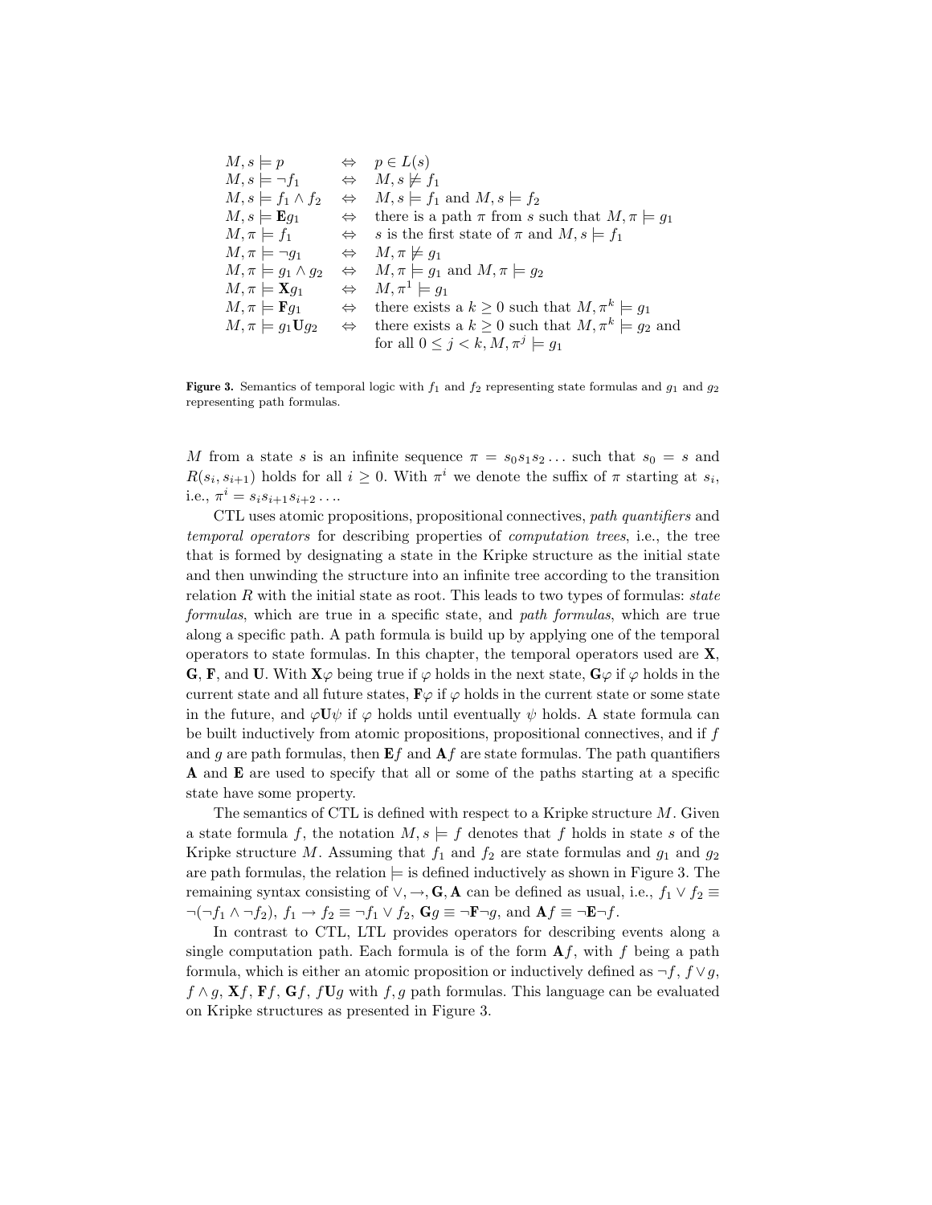$$
\begin{array}{lcl}
M, s \models p & \Leftrightarrow & p \in L(s) \\
M, s \models \neg f_1 & \Leftrightarrow & M, s \not\models f_1 \\
M, s \models f_1 \wedge f_2 & \Leftrightarrow & M, s \models f_1 \text{ and } M, s \models f_2 \\
M, s \models \mathbf{E} g_1 & \Leftrightarrow & \text{there is a path } \pi \text{ from } s \text{ such that } M, \pi \models g_1 \\
M, \pi \models f_1 & \Leftrightarrow & s \text{ is the first state of } \pi \text{ and } M, s \models f_1 \\
M, \pi \models \neg g_1 & \Leftrightarrow & M, \pi \not\models g_1 \\
M, \pi \models g_1 \wedge g_2 & \Leftrightarrow & M, \pi \models g_1 \text{ and } M, \pi \models g_2 \\
M, \pi \models \mathbf{X} g_1 & \Leftrightarrow & M, \pi^1 \models g_1 \\
M, \pi \models \mathbf{F} g_1 & \Leftrightarrow & \text{there exists a } k \geq 0 \text{ such that } M, \pi^k \models g_1 \\
M, \pi \models g_1 \mathbf{U} g_2 & \Leftrightarrow & \text{there exists a } k \geq 0 \text{ such that } M, \pi^k \models g_2 \text{ and} \\
 & & \text{for all } 0 \leq j < k, M, \pi^j \models g_1
\end{array}
$$

**Figure 3.** Semantics of temporal logic with $f_1$ and $f_2$ representing state formulas and $g_1$ and $g_2$ representing path formulas.

$M$ from a state $s$ is an infinite sequence $\pi = s_0 s_1 s_2 \ldots$ such that $s_0 = s$ and $R(s_i, s_{i+1})$ holds for all $i \geq 0$. With $\pi^i$ we denote the suffix of $\pi$ starting at $s_i$, i.e., $\pi^i = s_i s_{i+1} s_{i+2} \ldots$.

CTL uses atomic propositions, propositional connectives, *path quantifiers* and *temporal operators* for describing properties of *computation trees*, i.e., the tree that is formed by designating a state in the Kripke structure as the initial state and then unwinding the structure into an infinite tree according to the transition relation $R$ with the initial state as root. This leads to two types of formulas: *state formulas*, which are true in a specific state, and *path formulas*, which are true along a specific path. A path formula is build up by applying one of the temporal operators to state formulas. In this chapter, the temporal operators used are **X**, **G**, **F**, and **U**. With $\mathbf{X}\varphi$ being true if $\varphi$ holds in the next state, $\mathbf{G}\varphi$ if $\varphi$ holds in the current state and all future states, $\mathbf{F}\varphi$ if $\varphi$ holds in the current state or some state in the future, and $\varphi\mathbf{U}\psi$ if $\varphi$ holds until eventually $\psi$ holds. A state formula can be built inductively from atomic propositions, propositional connectives, and if $f$ and $g$ are path formulas, then $\mathbf{E}f$ and $\mathbf{A}f$ are state formulas. The path quantifiers **A** and **E** are used to specify that all or some of the paths starting at a specific state have some property.

The semantics of CTL is defined with respect to a Kripke structure $M$. Given a state formula $f$, the notation $M, s \models f$ denotes that $f$ holds in state $s$ of the Kripke structure $M$. Assuming that $f_1$ and $f_2$ are state formulas and $g_1$ and $g_2$ are path formulas, the relation $\models$ is defined inductively as shown in Figure 3. The remaining syntax consisting of $\vee, \rightarrow, \mathbf{G}, \mathbf{A}$ can be defined as usual, i.e., $f_1 \vee f_2 \equiv \neg(\neg f_1 \wedge \neg f_2)$, $f_1 \rightarrow f_2 \equiv \neg f_1 \vee f_2$, $\mathbf{G}g \equiv \neg\mathbf{F}\neg g$, and $\mathbf{A}f \equiv \neg\mathbf{E}\neg f$.

In contrast to CTL, LTL provides operators for describing events along a single computation path. Each formula is of the form $\mathbf{A}f$, with $f$ being a path formula, which is either an atomic proposition or inductively defined as $\neg f$, $f \vee g$, $f \wedge g$, $\mathbf{X}f$, $\mathbf{F}f$, $\mathbf{G}f$, $f\mathbf{U}g$ with $f, g$ path formulas. This language can be evaluated on Kripke structures as presented in Figure 3.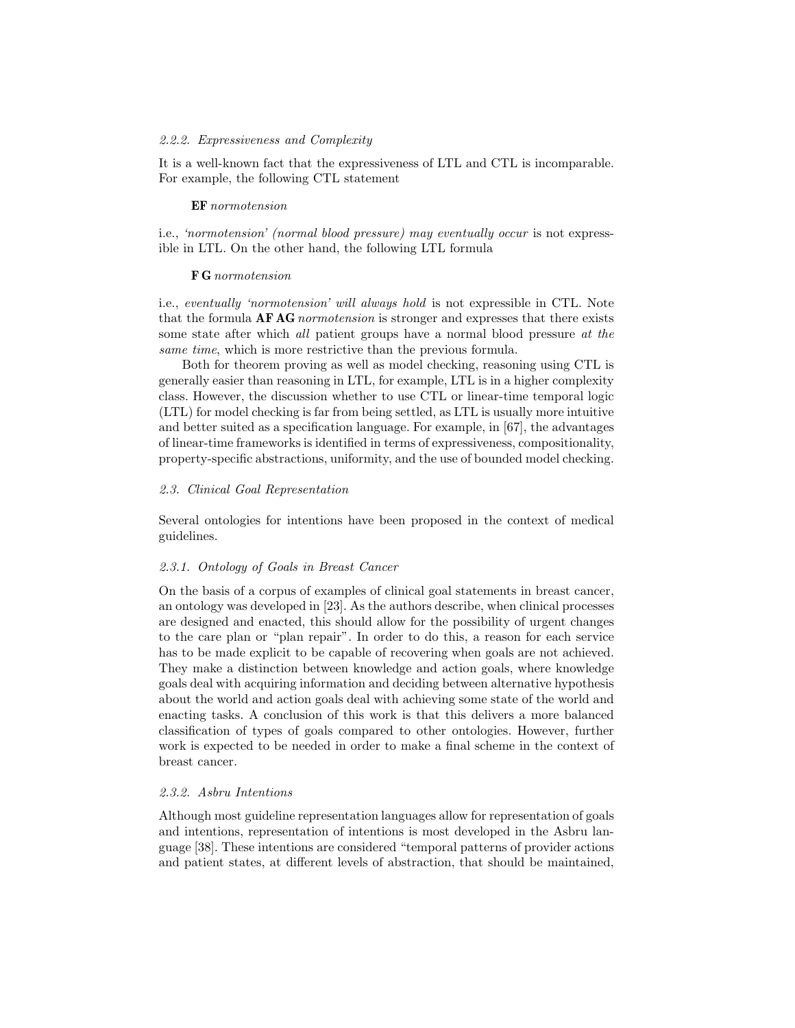#### 2.2.2. Expressiveness and Complexity

It is a well-known fact that the expressiveness of LTL and CTL is incomparable. For example, the following CTL statement

**EF** *normotension*

i.e., *'normotension' (normal blood pressure) may eventually occur* is not expressible in LTL. On the other hand, the following LTL formula

**F G** *normotension*

i.e., *eventually 'normotension' will always hold* is not expressible in CTL. Note that the formula **AF AG** *normotension* is stronger and expresses that there exists some state after which *all* patient groups have a normal blood pressure *at the same time*, which is more restrictive than the previous formula.

Both for theorem proving as well as model checking, reasoning using CTL is generally easier than reasoning in LTL, for example, LTL is in a higher complexity class. However, the discussion whether to use CTL or linear-time temporal logic (LTL) for model checking is far from being settled, as LTL is usually more intuitive and better suited as a specification language. For example, in [67], the advantages of linear-time frameworks is identified in terms of expressiveness, compositionality, property-specific abstractions, uniformity, and the use of bounded model checking.

### 2.3. Clinical Goal Representation

Several ontologies for intentions have been proposed in the context of medical guidelines.

#### 2.3.1. Ontology of Goals in Breast Cancer

On the basis of a corpus of examples of clinical goal statements in breast cancer, an ontology was developed in [23]. As the authors describe, when clinical processes are designed and enacted, this should allow for the possibility of urgent changes to the care plan or "plan repair". In order to do this, a reason for each service has to be made explicit to be capable of recovering when goals are not achieved. They make a distinction between knowledge and action goals, where knowledge goals deal with acquiring information and deciding between alternative hypothesis about the world and action goals deal with achieving some state of the world and enacting tasks. A conclusion of this work is that this delivers a more balanced classification of types of goals compared to other ontologies. However, further work is expected to be needed in order to make a final scheme in the context of breast cancer.

#### 2.3.2. Asbru Intentions

Although most guideline representation languages allow for representation of goals and intentions, representation of intentions is most developed in the Asbru language [38]. These intentions are considered "temporal patterns of provider actions and patient states, at different levels of abstraction, that should be maintained,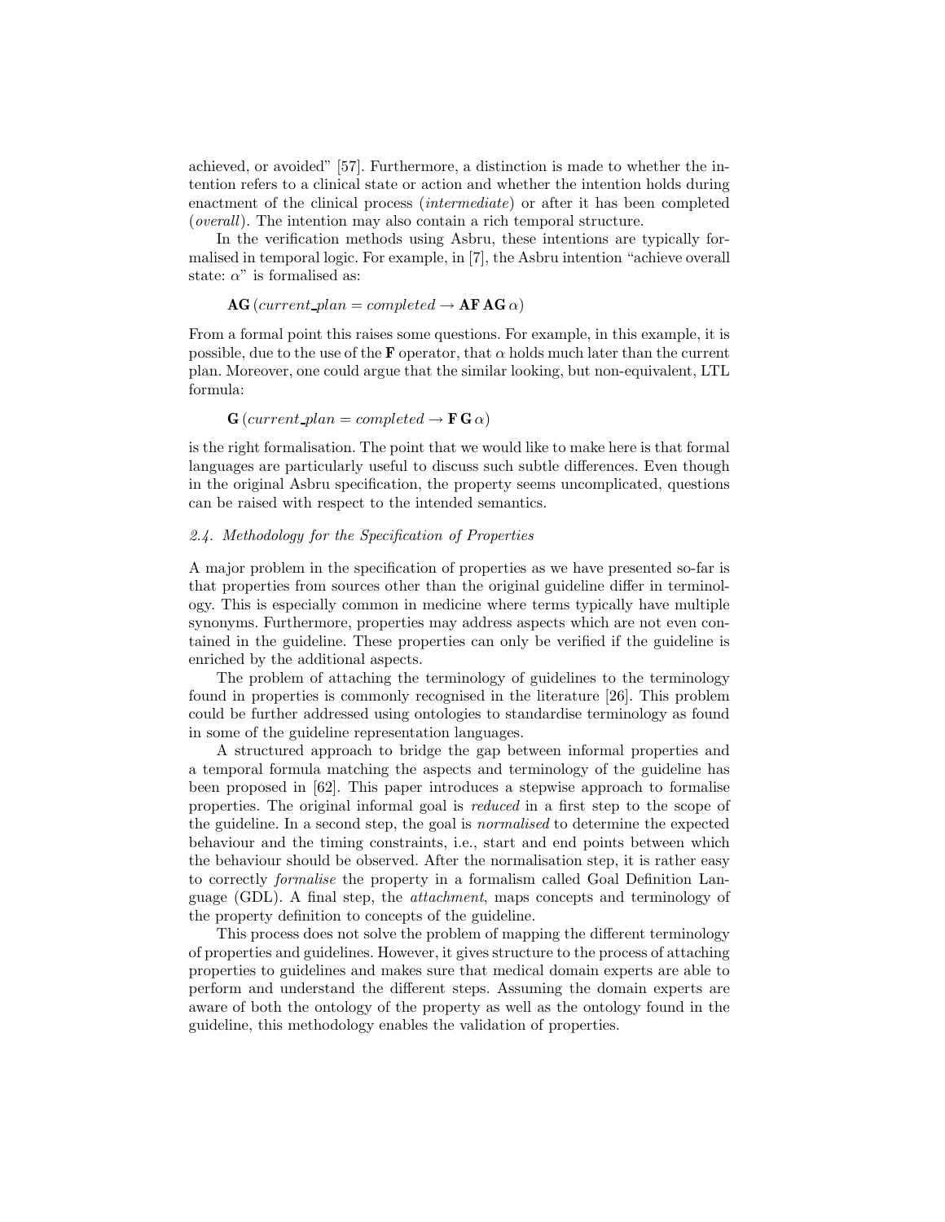achieved, or avoided" [57]. Furthermore, a distinction is made to whether the intention refers to a clinical state or action and whether the intention holds during enactment of the clinical process (*intermediate*) or after it has been completed (*overall*). The intention may also contain a rich temporal structure.

In the verification methods using Asbru, these intentions are typically formalised in temporal logic. For example, in [7], the Asbru intention "achieve overall state: $\alpha$" is formalised as:

$$\mathbf{AG}\,(\mathit{current\_plan} = \mathit{completed} \rightarrow \mathbf{AF}\,\mathbf{AG}\,\alpha)$$

From a formal point this raises some questions. For example, in this example, it is possible, due to the use of the $\mathbf{F}$ operator, that $\alpha$ holds much later than the current plan. Moreover, one could argue that the similar looking, but non-equivalent, LTL formula:

$$\mathbf{G}\,(\mathit{current\_plan} = \mathit{completed} \rightarrow \mathbf{F}\,\mathbf{G}\,\alpha)$$

is the right formalisation. The point that we would like to make here is that formal languages are particularly useful to discuss such subtle differences. Even though in the original Asbru specification, the property seems uncomplicated, questions can be raised with respect to the intended semantics.

### *2.4. Methodology for the Specification of Properties*

A major problem in the specification of properties as we have presented so-far is that properties from sources other than the original guideline differ in terminology. This is especially common in medicine where terms typically have multiple synonyms. Furthermore, properties may address aspects which are not even contained in the guideline. These properties can only be verified if the guideline is enriched by the additional aspects.

The problem of attaching the terminology of guidelines to the terminology found in properties is commonly recognised in the literature [26]. This problem could be further addressed using ontologies to standardise terminology as found in some of the guideline representation languages.

A structured approach to bridge the gap between informal properties and a temporal formula matching the aspects and terminology of the guideline has been proposed in [62]. This paper introduces a stepwise approach to formalise properties. The original informal goal is *reduced* in a first step to the scope of the guideline. In a second step, the goal is *normalised* to determine the expected behaviour and the timing constraints, i.e., start and end points between which the behaviour should be observed. After the normalisation step, it is rather easy to correctly *formalise* the property in a formalism called Goal Definition Language (GDL). A final step, the *attachment*, maps concepts and terminology of the property definition to concepts of the guideline.

This process does not solve the problem of mapping the different terminology of properties and guidelines. However, it gives structure to the process of attaching properties to guidelines and makes sure that medical domain experts are able to perform and understand the different steps. Assuming the domain experts are aware of both the ontology of the property as well as the ontology found in the guideline, this methodology enables the validation of properties.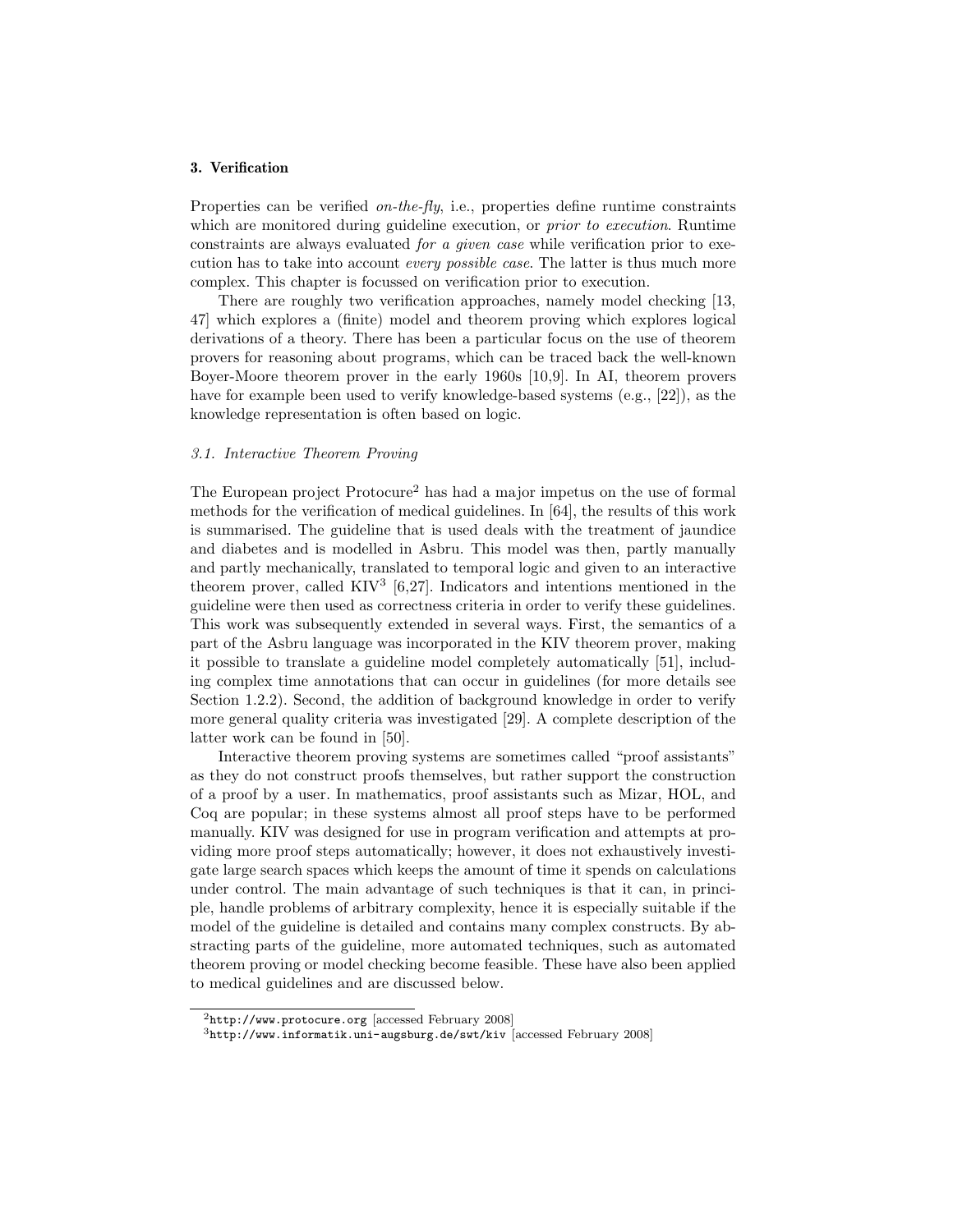### 3. Verification

Properties can be verified *on-the-fly*, i.e., properties define runtime constraints which are monitored during guideline execution, or *prior to execution*. Runtime constraints are always evaluated *for a given case* while verification prior to execution has to take into account *every possible case*. The latter is thus much more complex. This chapter is focussed on verification prior to execution.

There are roughly two verification approaches, namely model checking [13, 47] which explores a (finite) model and theorem proving which explores logical derivations of a theory. There has been a particular focus on the use of theorem provers for reasoning about programs, which can be traced back the well-known Boyer-Moore theorem prover in the early 1960s [10,9]. In AI, theorem provers have for example been used to verify knowledge-based systems (e.g., [22]), as the knowledge representation is often based on logic.

#### *3.1. Interactive Theorem Proving*

The European project Protocure[2] has had a major impetus on the use of formal methods for the verification of medical guidelines. In [64], the results of this work is summarised. The guideline that is used deals with the treatment of jaundice and diabetes and is modelled in Asbru. This model was then, partly manually and partly mechanically, translated to temporal logic and given to an interactive theorem prover, called KIV[3] [6,27]. Indicators and intentions mentioned in the guideline were then used as correctness criteria in order to verify these guidelines. This work was subsequently extended in several ways. First, the semantics of a part of the Asbru language was incorporated in the KIV theorem prover, making it possible to translate a guideline model completely automatically [51], including complex time annotations that can occur in guidelines (for more details see Section 1.2.2). Second, the addition of background knowledge in order to verify more general quality criteria was investigated [29]. A complete description of the latter work can be found in [50].

Interactive theorem proving systems are sometimes called "proof assistants" as they do not construct proofs themselves, but rather support the construction of a proof by a user. In mathematics, proof assistants such as Mizar, HOL, and Coq are popular; in these systems almost all proof steps have to be performed manually. KIV was designed for use in program verification and attempts at providing more proof steps automatically; however, it does not exhaustively investigate large search spaces which keeps the amount of time it spends on calculations under control. The main advantage of such techniques is that it can, in principle, handle problems of arbitrary complexity, hence it is especially suitable if the model of the guideline is detailed and contains many complex constructs. By abstracting parts of the guideline, more automated techniques, such as automated theorem proving or model checking become feasible. These have also been applied to medical guidelines and are discussed below.

[2] http://www.protocure.org [accessed February 2008]

[3] http://www.informatik.uni-augsburg.de/swt/kiv [accessed February 2008]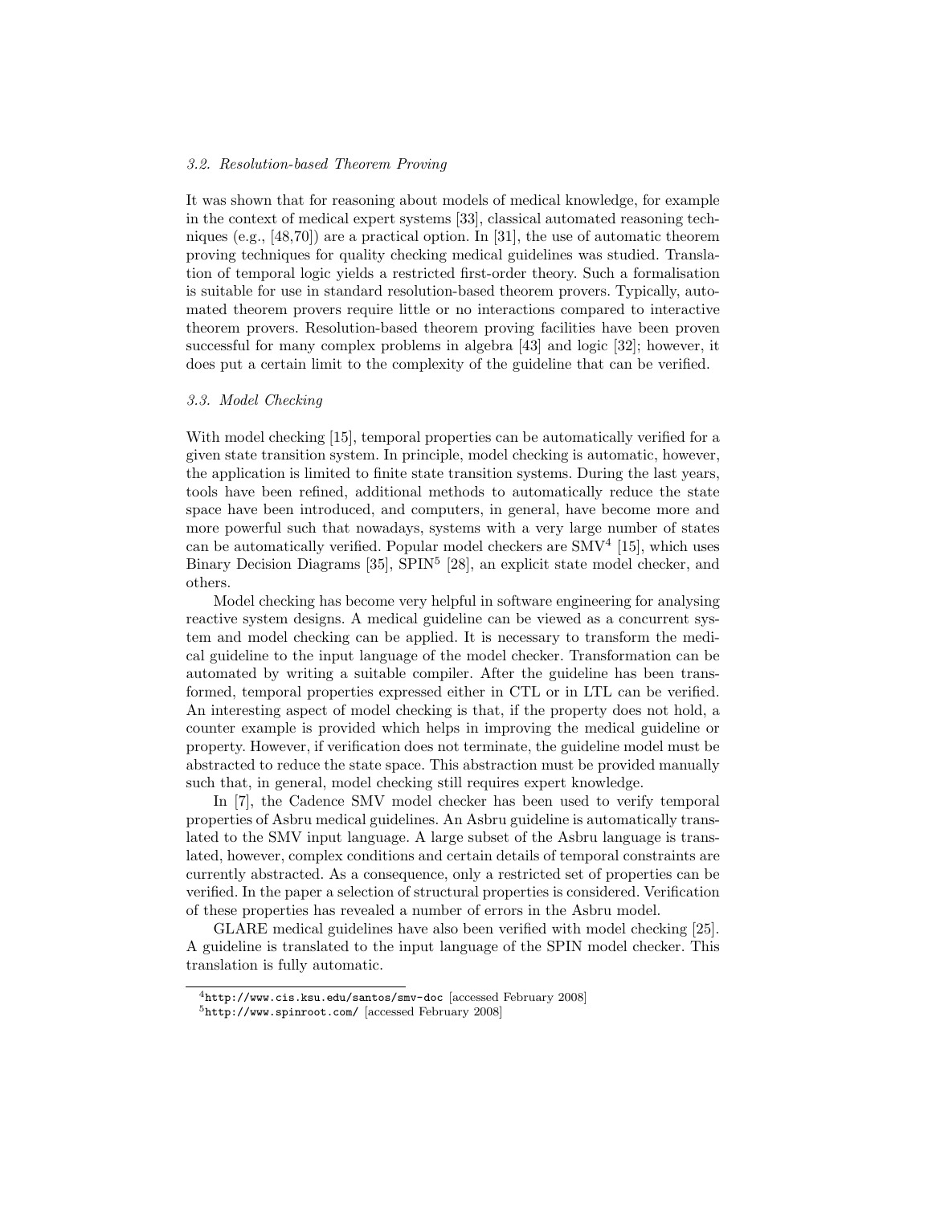### 3.2. Resolution-based Theorem Proving

It was shown that for reasoning about models of medical knowledge, for example in the context of medical expert systems [33], classical automated reasoning techniques (e.g., [48,70]) are a practical option. In [31], the use of automatic theorem proving techniques for quality checking medical guidelines was studied. Translation of temporal logic yields a restricted first-order theory. Such a formalisation is suitable for use in standard resolution-based theorem provers. Typically, automated theorem provers require little or no interactions compared to interactive theorem provers. Resolution-based theorem proving facilities have been proven successful for many complex problems in algebra [43] and logic [32]; however, it does put a certain limit to the complexity of the guideline that can be verified.

### 3.3. Model Checking

With model checking [15], temporal properties can be automatically verified for a given state transition system. In principle, model checking is automatic, however, the application is limited to finite state transition systems. During the last years, tools have been refined, additional methods to automatically reduce the state space have been introduced, and computers, in general, have become more and more powerful such that nowadays, systems with a very large number of states can be automatically verified. Popular model checkers are SMV[4] [15], which uses Binary Decision Diagrams [35], SPIN[5] [28], an explicit state model checker, and others.

Model checking has become very helpful in software engineering for analysing reactive system designs. A medical guideline can be viewed as a concurrent system and model checking can be applied. It is necessary to transform the medical guideline to the input language of the model checker. Transformation can be automated by writing a suitable compiler. After the guideline has been transformed, temporal properties expressed either in CTL or in LTL can be verified. An interesting aspect of model checking is that, if the property does not hold, a counter example is provided which helps in improving the medical guideline or property. However, if verification does not terminate, the guideline model must be abstracted to reduce the state space. This abstraction must be provided manually such that, in general, model checking still requires expert knowledge.

In [7], the Cadence SMV model checker has been used to verify temporal properties of Asbru medical guidelines. An Asbru guideline is automatically translated to the SMV input language. A large subset of the Asbru language is translated, however, complex conditions and certain details of temporal constraints are currently abstracted. As a consequence, only a restricted set of properties can be verified. In the paper a selection of structural properties is considered. Verification of these properties has revealed a number of errors in the Asbru model.

GLARE medical guidelines have also been verified with model checking [25]. A guideline is translated to the input language of the SPIN model checker. This translation is fully automatic.

[4] `http://www.cis.ksu.edu/santos/smv-doc` [accessed February 2008]

[5] `http://www.spinroot.com/` [accessed February 2008]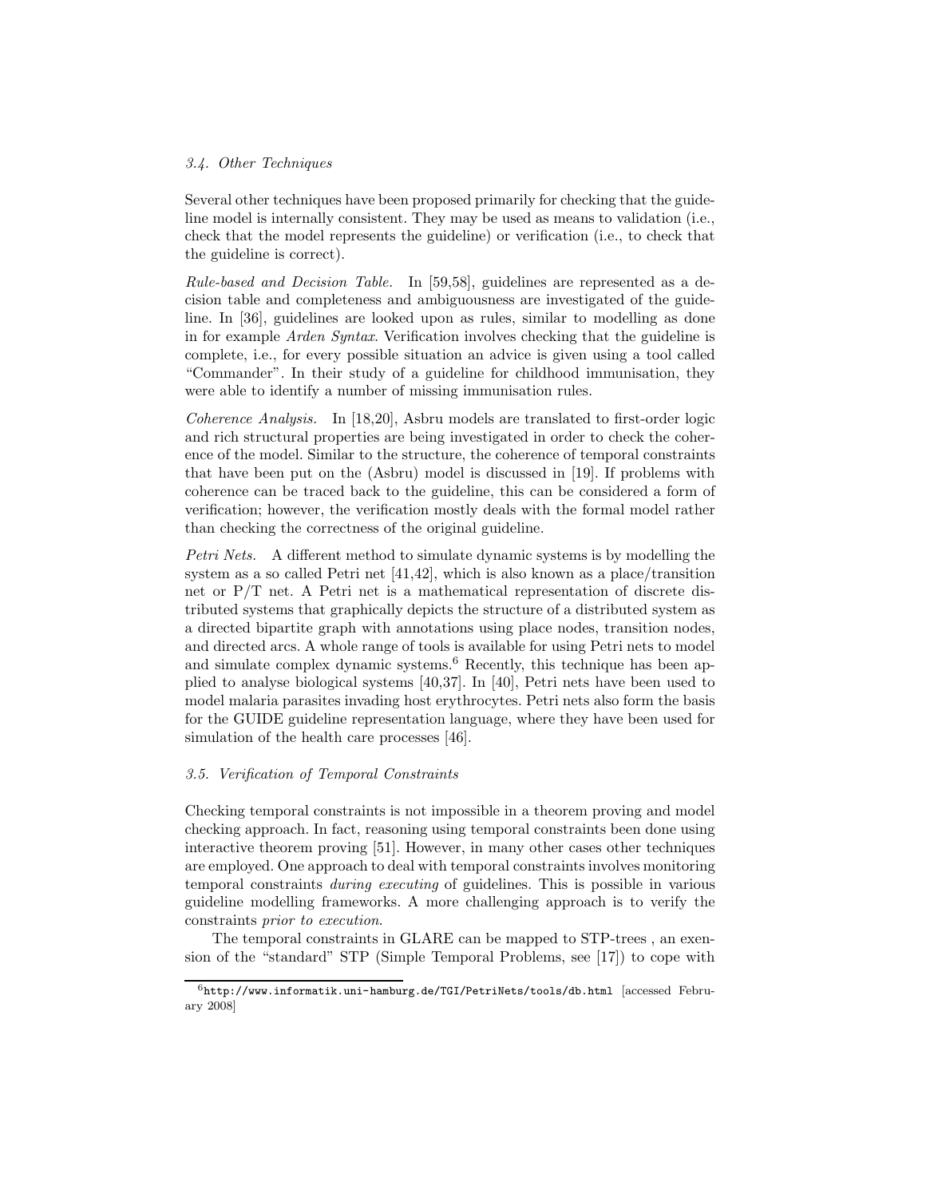### 3.4. Other Techniques

Several other techniques have been proposed primarily for checking that the guideline model is internally consistent. They may be used as means to validation (i.e., check that the model represents the guideline) or verification (i.e., to check that the guideline is correct).

*Rule-based and Decision Table.* In [59,58], guidelines are represented as a decision table and completeness and ambiguousness are investigated of the guideline. In [36], guidelines are looked upon as rules, similar to modelling as done in for example *Arden Syntax*. Verification involves checking that the guideline is complete, i.e., for every possible situation an advice is given using a tool called "Commander". In their study of a guideline for childhood immunisation, they were able to identify a number of missing immunisation rules.

*Coherence Analysis.* In [18,20], Asbru models are translated to first-order logic and rich structural properties are being investigated in order to check the coherence of the model. Similar to the structure, the coherence of temporal constraints that have been put on the (Asbru) model is discussed in [19]. If problems with coherence can be traced back to the guideline, this can be considered a form of verification; however, the verification mostly deals with the formal model rather than checking the correctness of the original guideline.

*Petri Nets.* A different method to simulate dynamic systems is by modelling the system as a so called Petri net [41,42], which is also known as a place/transition net or P/T net. A Petri net is a mathematical representation of discrete distributed systems that graphically depicts the structure of a distributed system as a directed bipartite graph with annotations using place nodes, transition nodes, and directed arcs. A whole range of tools is available for using Petri nets to model and simulate complex dynamic systems.[6] Recently, this technique has been applied to analyse biological systems [40,37]. In [40], Petri nets have been used to model malaria parasites invading host erythrocytes. Petri nets also form the basis for the GUIDE guideline representation language, where they have been used for simulation of the health care processes [46].

### 3.5. Verification of Temporal Constraints

Checking temporal constraints is not impossible in a theorem proving and model checking approach. In fact, reasoning using temporal constraints been done using interactive theorem proving [51]. However, in many other cases other techniques are employed. One approach to deal with temporal constraints involves monitoring temporal constraints *during executing* of guidelines. This is possible in various guideline modelling frameworks. A more challenging approach is to verify the constraints *prior to execution*.

The temporal constraints in GLARE can be mapped to STP-trees , an exension of the "standard" STP (Simple Temporal Problems, see [17]) to cope with

[6] `http://www.informatik.uni-hamburg.de/TGI/PetriNets/tools/db.html` [accessed February 2008]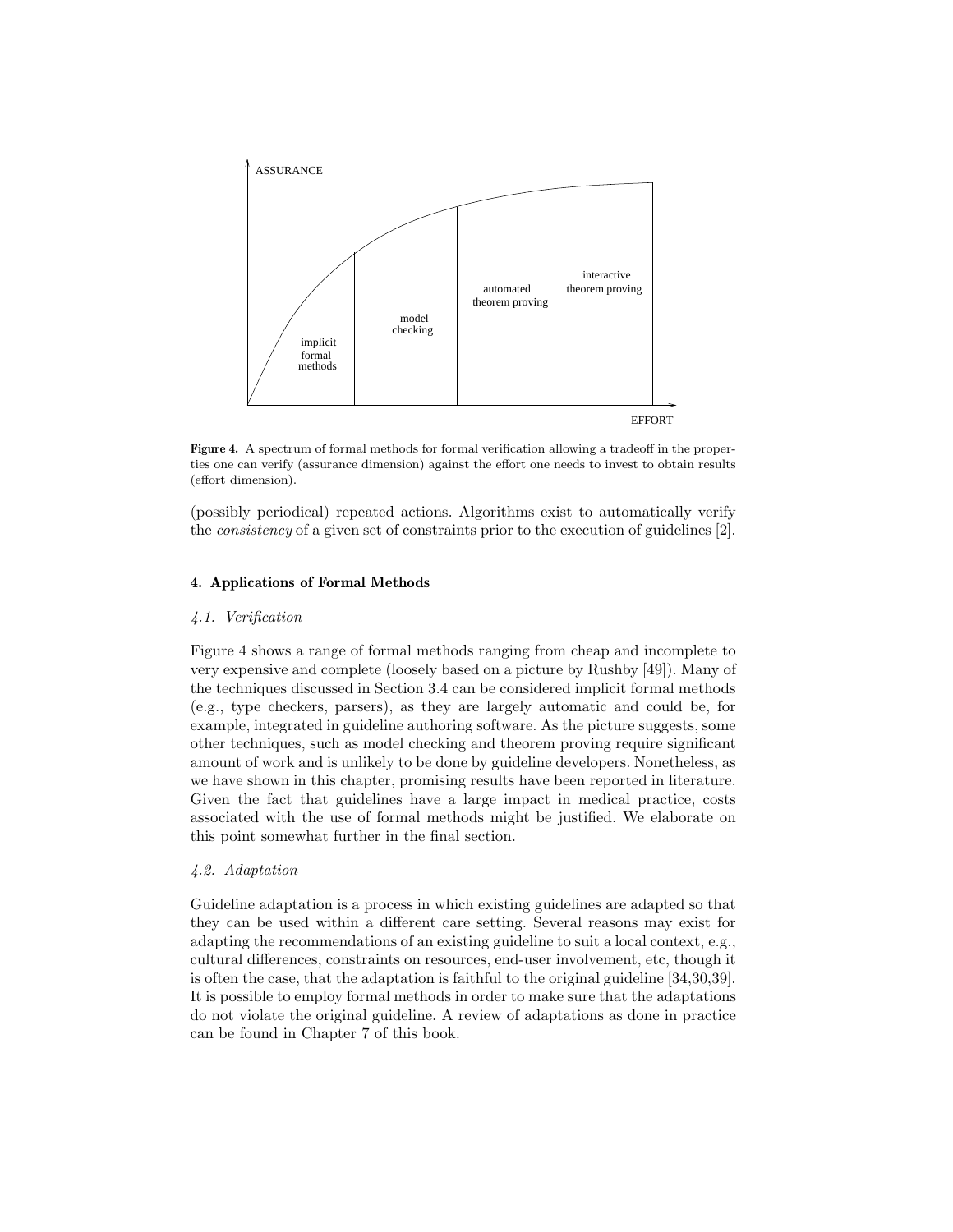ASSURANCE

EFFORT

implicit formal methods

model checking

automated theorem proving

interactive theorem proving

**Figure 4.** A spectrum of formal methods for formal verification allowing a tradeoff in the properties one can verify (assurance dimension) against the effort one needs to invest to obtain results (effort dimension).

(possibly periodical) repeated actions. Algorithms exist to automatically verify the *consistency* of a given set of constraints prior to the execution of guidelines [2].

## 4. Applications of Formal Methods

### *4.1. Verification*

Figure 4 shows a range of formal methods ranging from cheap and incomplete to very expensive and complete (loosely based on a picture by Rushby [49]). Many of the techniques discussed in Section 3.4 can be considered implicit formal methods (e.g., type checkers, parsers), as they are largely automatic and could be, for example, integrated in guideline authoring software. As the picture suggests, some other techniques, such as model checking and theorem proving require significant amount of work and is unlikely to be done by guideline developers. Nonetheless, as we have shown in this chapter, promising results have been reported in literature. Given the fact that guidelines have a large impact in medical practice, costs associated with the use of formal methods might be justified. We elaborate on this point somewhat further in the final section.

### *4.2. Adaptation*

Guideline adaptation is a process in which existing guidelines are adapted so that they can be used within a different care setting. Several reasons may exist for adapting the recommendations of an existing guideline to suit a local context, e.g., cultural differences, constraints on resources, end-user involvement, etc, though it is often the case, that the adaptation is faithful to the original guideline [34,30,39]. It is possible to employ formal methods in order to make sure that the adaptations do not violate the original guideline. A review of adaptations as done in practice can be found in Chapter 7 of this book.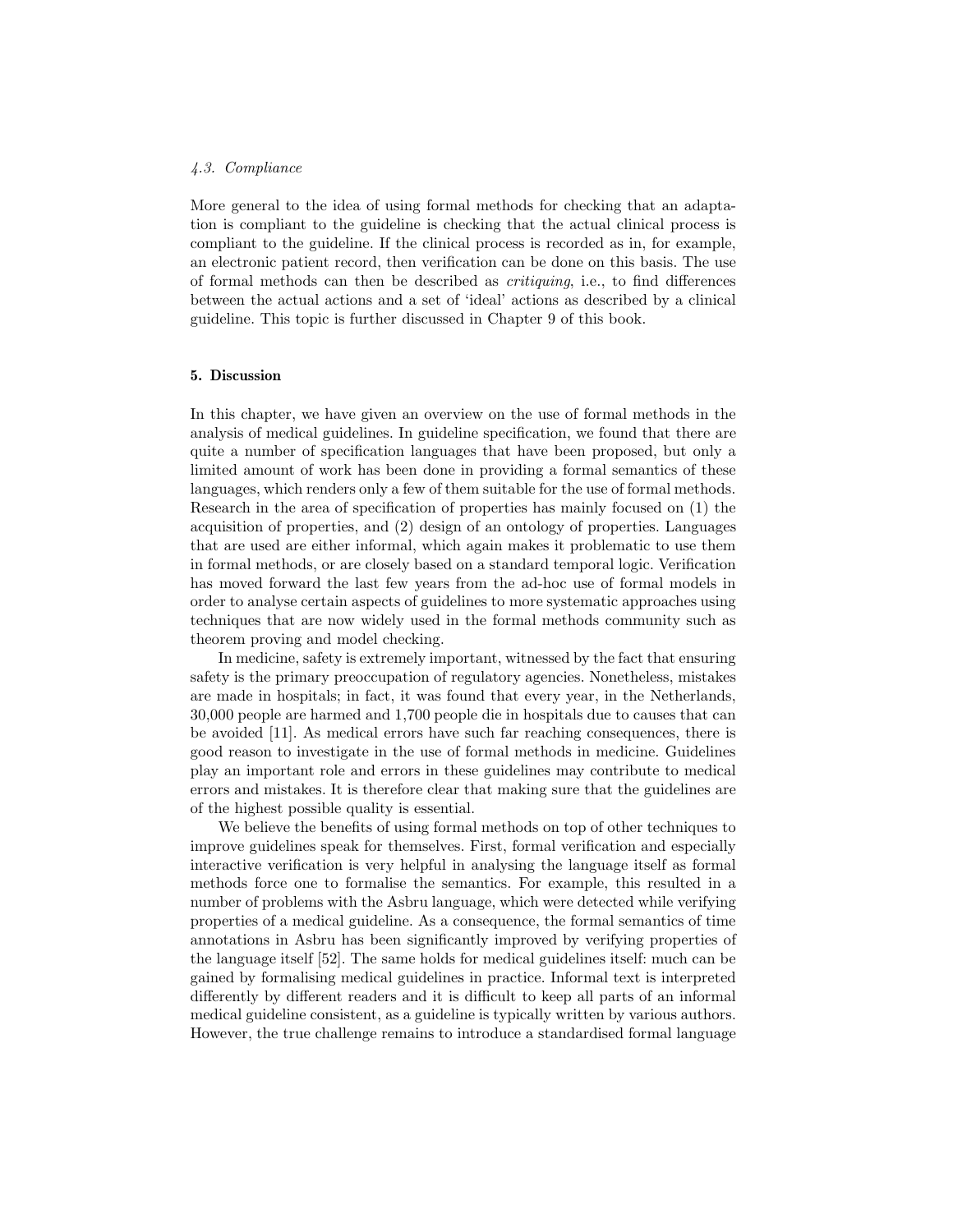### 4.3. Compliance

More general to the idea of using formal methods for checking that an adaptation is compliant to the guideline is checking that the actual clinical process is compliant to the guideline. If the clinical process is recorded as in, for example, an electronic patient record, then verification can be done on this basis. The use of formal methods can then be described as *critiquing*, i.e., to find differences between the actual actions and a set of 'ideal' actions as described by a clinical guideline. This topic is further discussed in Chapter 9 of this book.

## 5. Discussion

In this chapter, we have given an overview on the use of formal methods in the analysis of medical guidelines. In guideline specification, we found that there are quite a number of specification languages that have been proposed, but only a limited amount of work has been done in providing a formal semantics of these languages, which renders only a few of them suitable for the use of formal methods. Research in the area of specification of properties has mainly focused on (1) the acquisition of properties, and (2) design of an ontology of properties. Languages that are used are either informal, which again makes it problematic to use them in formal methods, or are closely based on a standard temporal logic. Verification has moved forward the last few years from the ad-hoc use of formal models in order to analyse certain aspects of guidelines to more systematic approaches using techniques that are now widely used in the formal methods community such as theorem proving and model checking.

In medicine, safety is extremely important, witnessed by the fact that ensuring safety is the primary preoccupation of regulatory agencies. Nonetheless, mistakes are made in hospitals; in fact, it was found that every year, in the Netherlands, 30,000 people are harmed and 1,700 people die in hospitals due to causes that can be avoided [11]. As medical errors have such far reaching consequences, there is good reason to investigate in the use of formal methods in medicine. Guidelines play an important role and errors in these guidelines may contribute to medical errors and mistakes. It is therefore clear that making sure that the guidelines are of the highest possible quality is essential.

We believe the benefits of using formal methods on top of other techniques to improve guidelines speak for themselves. First, formal verification and especially interactive verification is very helpful in analysing the language itself as formal methods force one to formalise the semantics. For example, this resulted in a number of problems with the Asbru language, which were detected while verifying properties of a medical guideline. As a consequence, the formal semantics of time annotations in Asbru has been significantly improved by verifying properties of the language itself [52]. The same holds for medical guidelines itself: much can be gained by formalising medical guidelines in practice. Informal text is interpreted differently by different readers and it is difficult to keep all parts of an informal medical guideline consistent, as a guideline is typically written by various authors. However, the true challenge remains to introduce a standardised formal language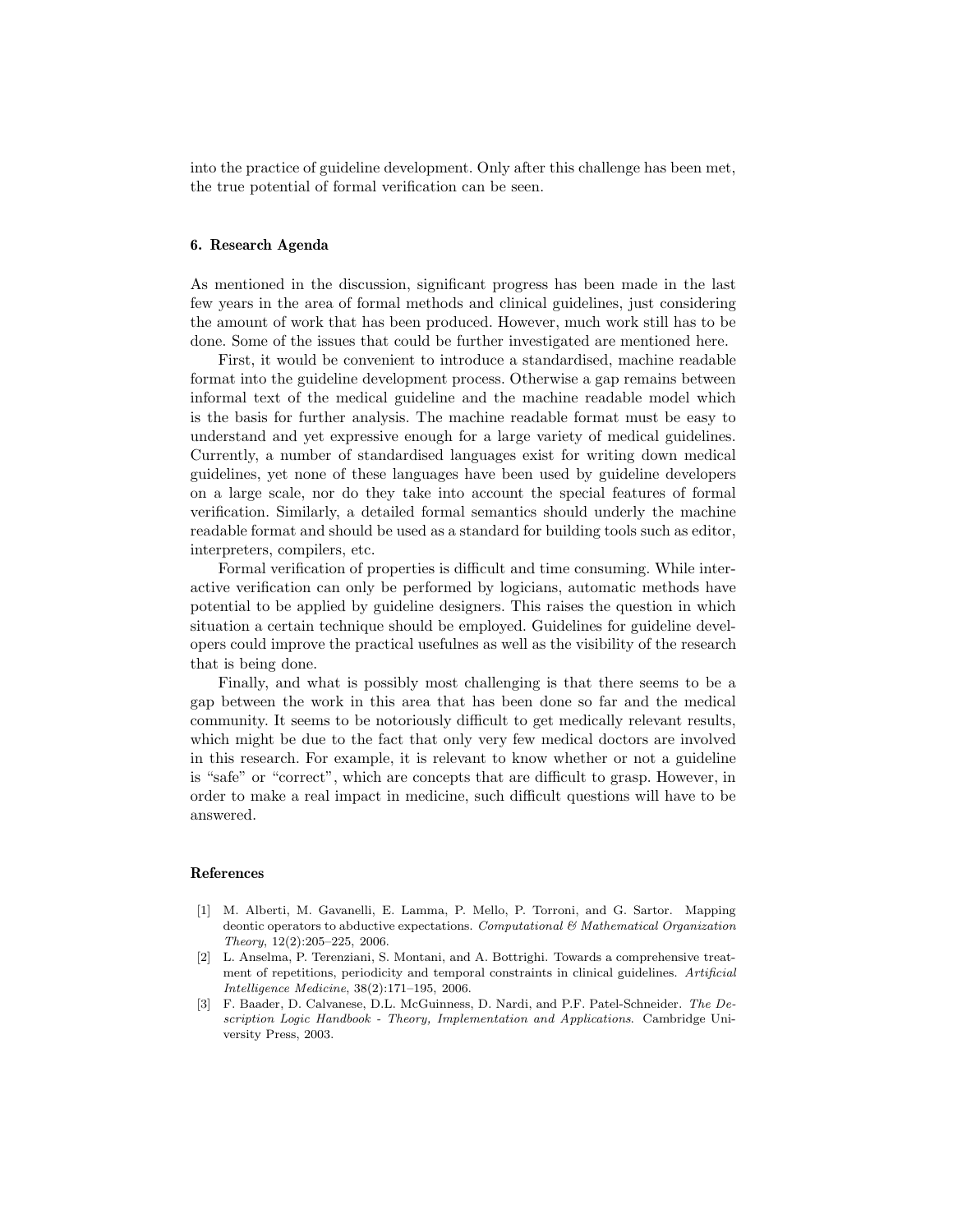into the practice of guideline development. Only after this challenge has been met, the true potential of formal verification can be seen.

### 6. Research Agenda

As mentioned in the discussion, significant progress has been made in the last few years in the area of formal methods and clinical guidelines, just considering the amount of work that has been produced. However, much work still has to be done. Some of the issues that could be further investigated are mentioned here.

First, it would be convenient to introduce a standardised, machine readable format into the guideline development process. Otherwise a gap remains between informal text of the medical guideline and the machine readable model which is the basis for further analysis. The machine readable format must be easy to understand and yet expressive enough for a large variety of medical guidelines. Currently, a number of standardised languages exist for writing down medical guidelines, yet none of these languages have been used by guideline developers on a large scale, nor do they take into account the special features of formal verification. Similarly, a detailed formal semantics should underly the machine readable format and should be used as a standard for building tools such as editor, interpreters, compilers, etc.

Formal verification of properties is difficult and time consuming. While interactive verification can only be performed by logicians, automatic methods have potential to be applied by guideline designers. This raises the question in which situation a certain technique should be employed. Guidelines for guideline developers could improve the practical usefulnes as well as the visibility of the research that is being done.

Finally, and what is possibly most challenging is that there seems to be a gap between the work in this area that has been done so far and the medical community. It seems to be notoriously difficult to get medically relevant results, which might be due to the fact that only very few medical doctors are involved in this research. For example, it is relevant to know whether or not a guideline is "safe" or "correct", which are concepts that are difficult to grasp. However, in order to make a real impact in medicine, such difficult questions will have to be answered.

### References

[1] M. Alberti, M. Gavanelli, E. Lamma, P. Mello, P. Torroni, and G. Sartor. Mapping deontic operators to abductive expectations. *Computational & Mathematical Organization Theory*, 12(2):205–225, 2006.

[2] L. Anselma, P. Terenziani, S. Montani, and A. Bottrighi. Towards a comprehensive treatment of repetitions, periodicity and temporal constraints in clinical guidelines. *Artificial Intelligence Medicine*, 38(2):171–195, 2006.

[3] F. Baader, D. Calvanese, D.L. McGuinness, D. Nardi, and P.F. Patel-Schneider. *The Description Logic Handbook - Theory, Implementation and Applications*. Cambridge University Press, 2003.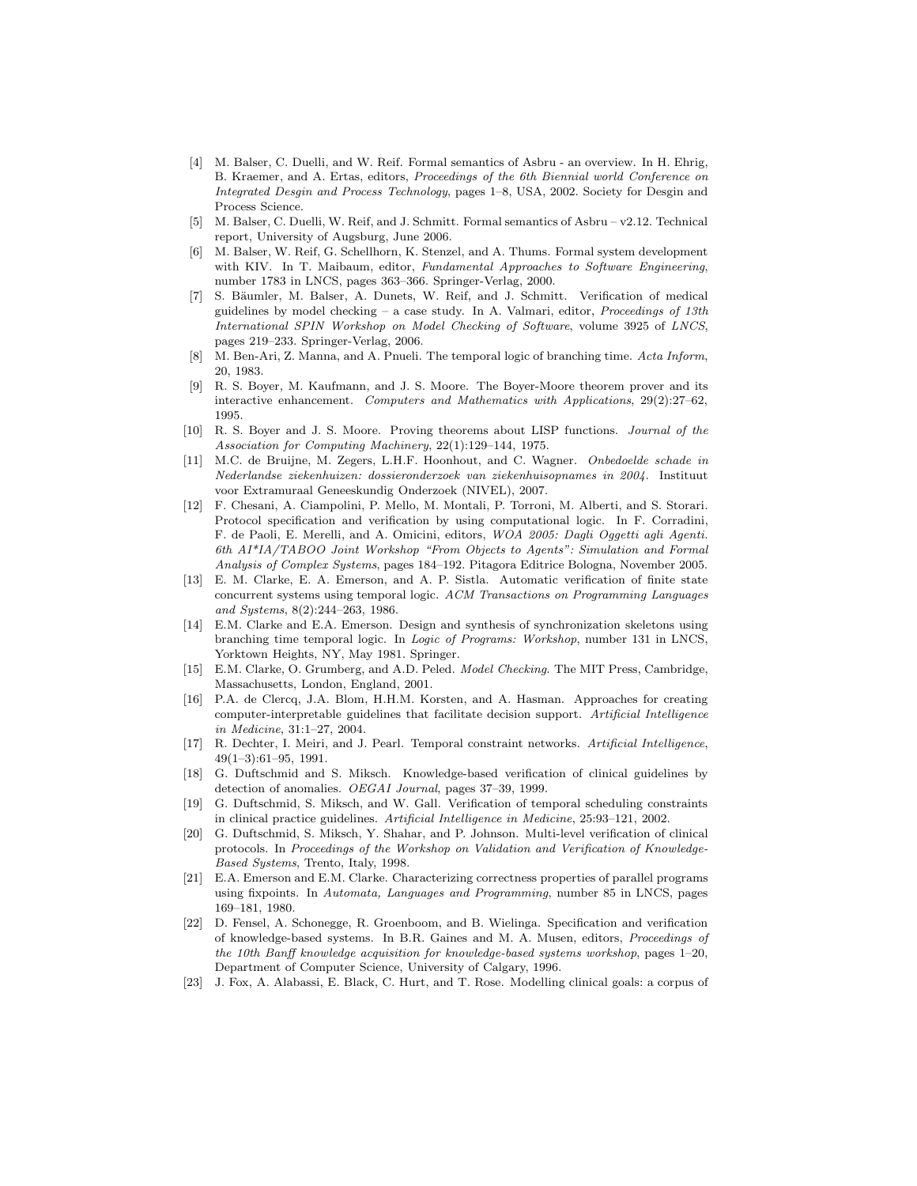[4] M. Balser, C. Duelli, and W. Reif. Formal semantics of Asbru - an overview. In H. Ehrig, B. Kraemer, and A. Ertas, editors, *Proceedings of the 6th Biennial world Conference on Integrated Desgin and Process Technology*, pages 1–8, USA, 2002. Society for Desgin and Process Science.

[5] M. Balser, C. Duelli, W. Reif, and J. Schmitt. Formal semantics of Asbru – v2.12. Technical report, University of Augsburg, June 2006.

[6] M. Balser, W. Reif, G. Schellhorn, K. Stenzel, and A. Thums. Formal system development with KIV. In T. Maibaum, editor, *Fundamental Approaches to Software Engineering*, number 1783 in LNCS, pages 363–366. Springer-Verlag, 2000.

[7] S. Bäumler, M. Balser, A. Dunets, W. Reif, and J. Schmitt. Verification of medical guidelines by model checking – a case study. In A. Valmari, editor, *Proceedings of 13th International SPIN Workshop on Model Checking of Software*, volume 3925 of *LNCS*, pages 219–233. Springer-Verlag, 2006.

[8] M. Ben-Ari, Z. Manna, and A. Pnueli. The temporal logic of branching time. *Acta Inform*, 20, 1983.

[9] R. S. Boyer, M. Kaufmann, and J. S. Moore. The Boyer-Moore theorem prover and its interactive enhancement. *Computers and Mathematics with Applications*, 29(2):27–62, 1995.

[10] R. S. Boyer and J. S. Moore. Proving theorems about LISP functions. *Journal of the Association for Computing Machinery*, 22(1):129–144, 1975.

[11] M.C. de Bruijne, M. Zegers, L.H.F. Hoonhout, and C. Wagner. *Onbedoelde schade in Nederlandse ziekenhuizen: dossieronderzoek van ziekenhuisopnames in 2004*. Instituut voor Extramuraal Geneeskundig Onderzoek (NIVEL), 2007.

[12] F. Chesani, A. Ciampolini, P. Mello, M. Montali, P. Torroni, M. Alberti, and S. Storari. Protocol specification and verification by using computational logic. In F. Corradini, F. de Paoli, E. Merelli, and A. Omicini, editors, *WOA 2005: Dagli Oggetti agli Agenti. 6th AI\*IA/TABOO Joint Workshop "From Objects to Agents": Simulation and Formal Analysis of Complex Systems*, pages 184–192. Pitagora Editrice Bologna, November 2005.

[13] E. M. Clarke, E. A. Emerson, and A. P. Sistla. Automatic verification of finite state concurrent systems using temporal logic. *ACM Transactions on Programming Languages and Systems*, 8(2):244–263, 1986.

[14] E.M. Clarke and E.A. Emerson. Design and synthesis of synchronization skeletons using branching time temporal logic. In *Logic of Programs: Workshop*, number 131 in LNCS, Yorktown Heights, NY, May 1981. Springer.

[15] E.M. Clarke, O. Grumberg, and A.D. Peled. *Model Checking*. The MIT Press, Cambridge, Massachusetts, London, England, 2001.

[16] P.A. de Clercq, J.A. Blom, H.H.M. Korsten, and A. Hasman. Approaches for creating computer-interpretable guidelines that facilitate decision support. *Artificial Intelligence in Medicine*, 31:1–27, 2004.

[17] R. Dechter, I. Meiri, and J. Pearl. Temporal constraint networks. *Artificial Intelligence*, 49(1–3):61–95, 1991.

[18] G. Duftschmid and S. Miksch. Knowledge-based verification of clinical guidelines by detection of anomalies. *OEGAI Journal*, pages 37–39, 1999.

[19] G. Duftschmid, S. Miksch, and W. Gall. Verification of temporal scheduling constraints in clinical practice guidelines. *Artificial Intelligence in Medicine*, 25:93–121, 2002.

[20] G. Duftschmid, S. Miksch, Y. Shahar, and P. Johnson. Multi-level verification of clinical protocols. In *Proceedings of the Workshop on Validation and Verification of Knowledge-Based Systems*, Trento, Italy, 1998.

[21] E.A. Emerson and E.M. Clarke. Characterizing correctness properties of parallel programs using fixpoints. In *Automata, Languages and Programming*, number 85 in LNCS, pages 169–181, 1980.

[22] D. Fensel, A. Schonegge, R. Groenboom, and B. Wielinga. Specification and verification of knowledge-based systems. In B.R. Gaines and M. A. Musen, editors, *Proceedings of the 10th Banff knowledge acquisition for knowledge-based systems workshop*, pages 1–20, Department of Computer Science, University of Calgary, 1996.

[23] J. Fox, A. Alabassi, E. Black, C. Hurt, and T. Rose. Modelling clinical goals: a corpus of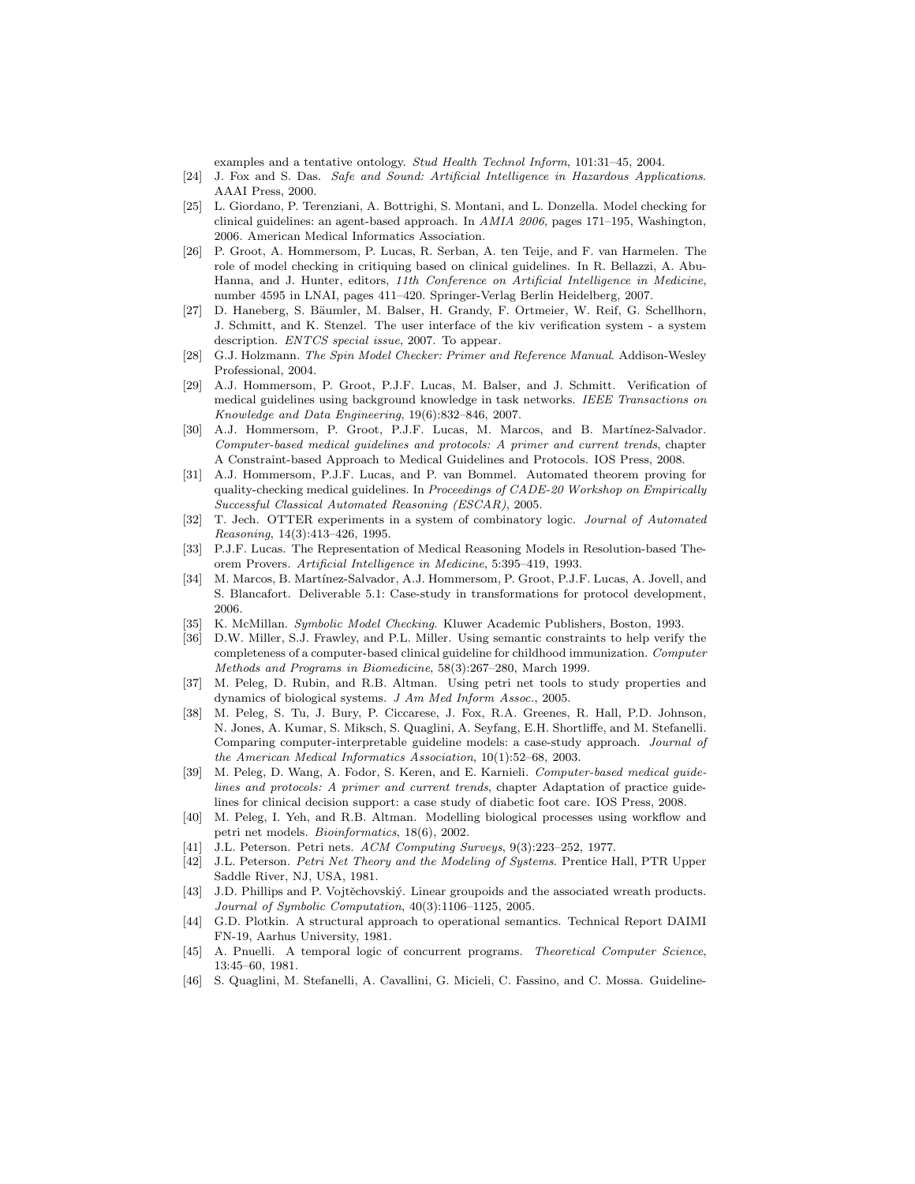examples and a tentative ontology. *Stud Health Technol Inform*, 101:31–45, 2004.

[24] J. Fox and S. Das. *Safe and Sound: Artificial Intelligence in Hazardous Applications*. AAAI Press, 2000.

[25] L. Giordano, P. Terenziani, A. Bottrighi, S. Montani, and L. Donzella. Model checking for clinical guidelines: an agent-based approach. In *AMIA 2006*, pages 171–195, Washington, 2006. American Medical Informatics Association.

[26] P. Groot, A. Hommersom, P. Lucas, R. Serban, A. ten Teije, and F. van Harmelen. The role of model checking in critiquing based on clinical guidelines. In R. Bellazzi, A. Abu-Hanna, and J. Hunter, editors, *11th Conference on Artificial Intelligence in Medicine*, number 4595 in LNAI, pages 411–420. Springer-Verlag Berlin Heidelberg, 2007.

[27] D. Haneberg, S. Bäumler, M. Balser, H. Grandy, F. Ortmeier, W. Reif, G. Schellhorn, J. Schmitt, and K. Stenzel. The user interface of the kiv verification system - a system description. *ENTCS special issue*, 2007. To appear.

[28] G.J. Holzmann. *The Spin Model Checker: Primer and Reference Manual*. Addison-Wesley Professional, 2004.

[29] A.J. Hommersom, P. Groot, P.J.F. Lucas, M. Balser, and J. Schmitt. Verification of medical guidelines using background knowledge in task networks. *IEEE Transactions on Knowledge and Data Engineering*, 19(6):832–846, 2007.

[30] A.J. Hommersom, P. Groot, P.J.F. Lucas, M. Marcos, and B. Martínez-Salvador. *Computer-based medical guidelines and protocols: A primer and current trends*, chapter A Constraint-based Approach to Medical Guidelines and Protocols. IOS Press, 2008.

[31] A.J. Hommersom, P.J.F. Lucas, and P. van Bommel. Automated theorem proving for quality-checking medical guidelines. In *Proceedings of CADE-20 Workshop on Empirically Successful Classical Automated Reasoning (ESCAR)*, 2005.

[32] T. Jech. OTTER experiments in a system of combinatory logic. *Journal of Automated Reasoning*, 14(3):413–426, 1995.

[33] P.J.F. Lucas. The Representation of Medical Reasoning Models in Resolution-based Theorem Provers. *Artificial Intelligence in Medicine*, 5:395–419, 1993.

[34] M. Marcos, B. Martínez-Salvador, A.J. Hommersom, P. Groot, P.J.F. Lucas, A. Jovell, and S. Blancafort. Deliverable 5.1: Case-study in transformations for protocol development, 2006.

[35] K. McMillan. *Symbolic Model Checking*. Kluwer Academic Publishers, Boston, 1993.

[36] D.W. Miller, S.J. Frawley, and P.L. Miller. Using semantic constraints to help verify the completeness of a computer-based clinical guideline for childhood immunization. *Computer Methods and Programs in Biomedicine*, 58(3):267–280, March 1999.

[37] M. Peleg, D. Rubin, and R.B. Altman. Using petri net tools to study properties and dynamics of biological systems. *J Am Med Inform Assoc.*, 2005.

[38] M. Peleg, S. Tu, J. Bury, P. Ciccarese, J. Fox, R.A. Greenes, R. Hall, P.D. Johnson, N. Jones, A. Kumar, S. Miksch, S. Quaglini, A. Seyfang, E.H. Shortliffe, and M. Stefanelli. Comparing computer-interpretable guideline models: a case-study approach. *Journal of the American Medical Informatics Association*, 10(1):52–68, 2003.

[39] M. Peleg, D. Wang, A. Fodor, S. Keren, and E. Karnieli. *Computer-based medical guidelines and protocols: A primer and current trends*, chapter Adaptation of practice guidelines for clinical decision support: a case study of diabetic foot care. IOS Press, 2008.

[40] M. Peleg, I. Yeh, and R.B. Altman. Modelling biological processes using workflow and petri net models. *Bioinformatics*, 18(6), 2002.

[41] J.L. Peterson. Petri nets. *ACM Computing Surveys*, 9(3):223–252, 1977.

[42] J.L. Peterson. *Petri Net Theory and the Modeling of Systems*. Prentice Hall, PTR Upper Saddle River, NJ, USA, 1981.

[43] J.D. Phillips and P. Vojtěchovský. Linear groupoids and the associated wreath products. *Journal of Symbolic Computation*, 40(3):1106–1125, 2005.

[44] G.D. Plotkin. A structural approach to operational semantics. Technical Report DAIMI FN-19, Aarhus University, 1981.

[45] A. Pnueli. A temporal logic of concurrent programs. *Theoretical Computer Science*, 13:45–60, 1981.

[46] S. Quaglini, M. Stefanelli, A. Cavallini, G. Micieli, C. Fassino, and C. Mossa. Guideline-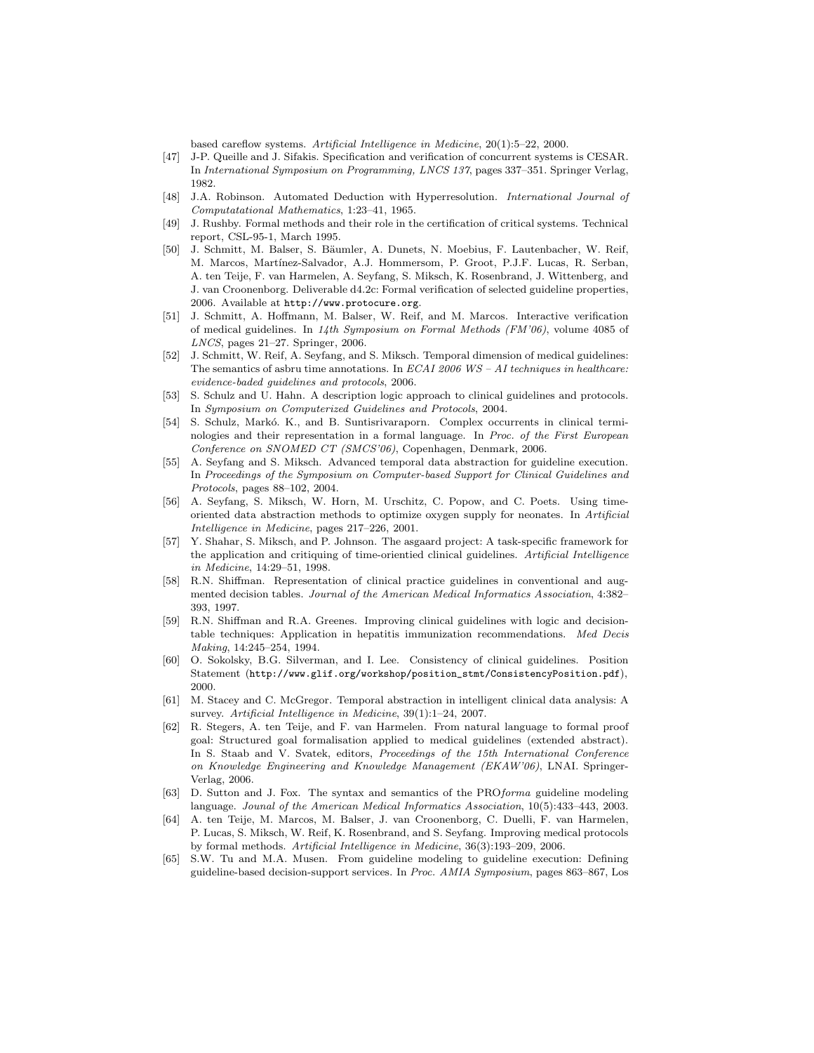based careflow systems. *Artificial Intelligence in Medicine*, 20(1):5–22, 2000.

[47] J-P. Queille and J. Sifakis. Specification and verification of concurrent systems is CESAR. In *International Symposium on Programming, LNCS 137*, pages 337–351. Springer Verlag, 1982.

[48] J.A. Robinson. Automated Deduction with Hyperresolution. *International Journal of Computatational Mathematics*, 1:23–41, 1965.

[49] J. Rushby. Formal methods and their role in the certification of critical systems. Technical report, CSL-95-1, March 1995.

[50] J. Schmitt, M. Balser, S. Bäumler, A. Dunets, N. Moebius, F. Lautenbacher, W. Reif, M. Marcos, Martínez-Salvador, A.J. Hommersom, P. Groot, P.J.F. Lucas, R. Serban, A. ten Teije, F. van Harmelen, A. Seyfang, S. Miksch, K. Rosenbrand, J. Wittenberg, and J. van Croonenborg. Deliverable d4.2c: Formal verification of selected guideline properties, 2006. Available at `http://www.protocure.org`.

[51] J. Schmitt, A. Hoffmann, M. Balser, W. Reif, and M. Marcos. Interactive verification of medical guidelines. In *14th Symposium on Formal Methods (FM'06)*, volume 4085 of *LNCS*, pages 21–27. Springer, 2006.

[52] J. Schmitt, W. Reif, A. Seyfang, and S. Miksch. Temporal dimension of medical guidelines: The semantics of asbru time annotations. In *ECAI 2006 WS – AI techniques in healthcare: evidence-baded guidelines and protocols*, 2006.

[53] S. Schulz and U. Hahn. A description logic approach to clinical guidelines and protocols. In *Symposium on Computerized Guidelines and Protocols*, 2004.

[54] S. Schulz, Markó. K., and B. Suntisrivaraporn. Complex occurrents in clinical terminologies and their representation in a formal language. In *Proc. of the First European Conference on SNOMED CT (SMCS'06)*, Copenhagen, Denmark, 2006.

[55] A. Seyfang and S. Miksch. Advanced temporal data abstraction for guideline execution. In *Proceedings of the Symposium on Computer-based Support for Clinical Guidelines and Protocols*, pages 88–102, 2004.

[56] A. Seyfang, S. Miksch, W. Horn, M. Urschitz, C. Popow, and C. Poets. Using time-oriented data abstraction methods to optimize oxygen supply for neonates. In *Artificial Intelligence in Medicine*, pages 217–226, 2001.

[57] Y. Shahar, S. Miksch, and P. Johnson. The asgaard project: A task-specific framework for the application and critiquing of time-orientied clinical guidelines. *Artificial Intelligence in Medicine*, 14:29–51, 1998.

[58] R.N. Shiffman. Representation of clinical practice guidelines in conventional and augmented decision tables. *Journal of the American Medical Informatics Association*, 4:382–393, 1997.

[59] R.N. Shiffman and R.A. Greenes. Improving clinical guidelines with logic and decision-table techniques: Application in hepatitis immunization recommendations. *Med Decis Making*, 14:245–254, 1994.

[60] O. Sokolsky, B.G. Silverman, and I. Lee. Consistency of clinical guidelines. Position Statement (`http://www.glif.org/workshop/position_stmt/ConsistencyPosition.pdf`), 2000.

[61] M. Stacey and C. McGregor. Temporal abstraction in intelligent clinical data analysis: A survey. *Artificial Intelligence in Medicine*, 39(1):1–24, 2007.

[62] R. Stegers, A. ten Teije, and F. van Harmelen. From natural language to formal proof goal: Structured goal formalisation applied to medical guidelines (extended abstract). In S. Staab and V. Svatek, editors, *Proceedings of the 15th International Conference on Knowledge Engineering and Knowledge Management (EKAW'06)*, LNAI. Springer-Verlag, 2006.

[63] D. Sutton and J. Fox. The syntax and semantics of the PRO*forma* guideline modeling language. *Jounal of the American Medical Informatics Association*, 10(5):433–443, 2003.

[64] A. ten Teije, M. Marcos, M. Balser, J. van Croonenborg, C. Duelli, F. van Harmelen, P. Lucas, S. Miksch, W. Reif, K. Rosenbrand, and S. Seyfang. Improving medical protocols by formal methods. *Artificial Intelligence in Medicine*, 36(3):193–209, 2006.

[65] S.W. Tu and M.A. Musen. From guideline modeling to guideline execution: Defining guideline-based decision-support services. In *Proc. AMIA Symposium*, pages 863–867, Los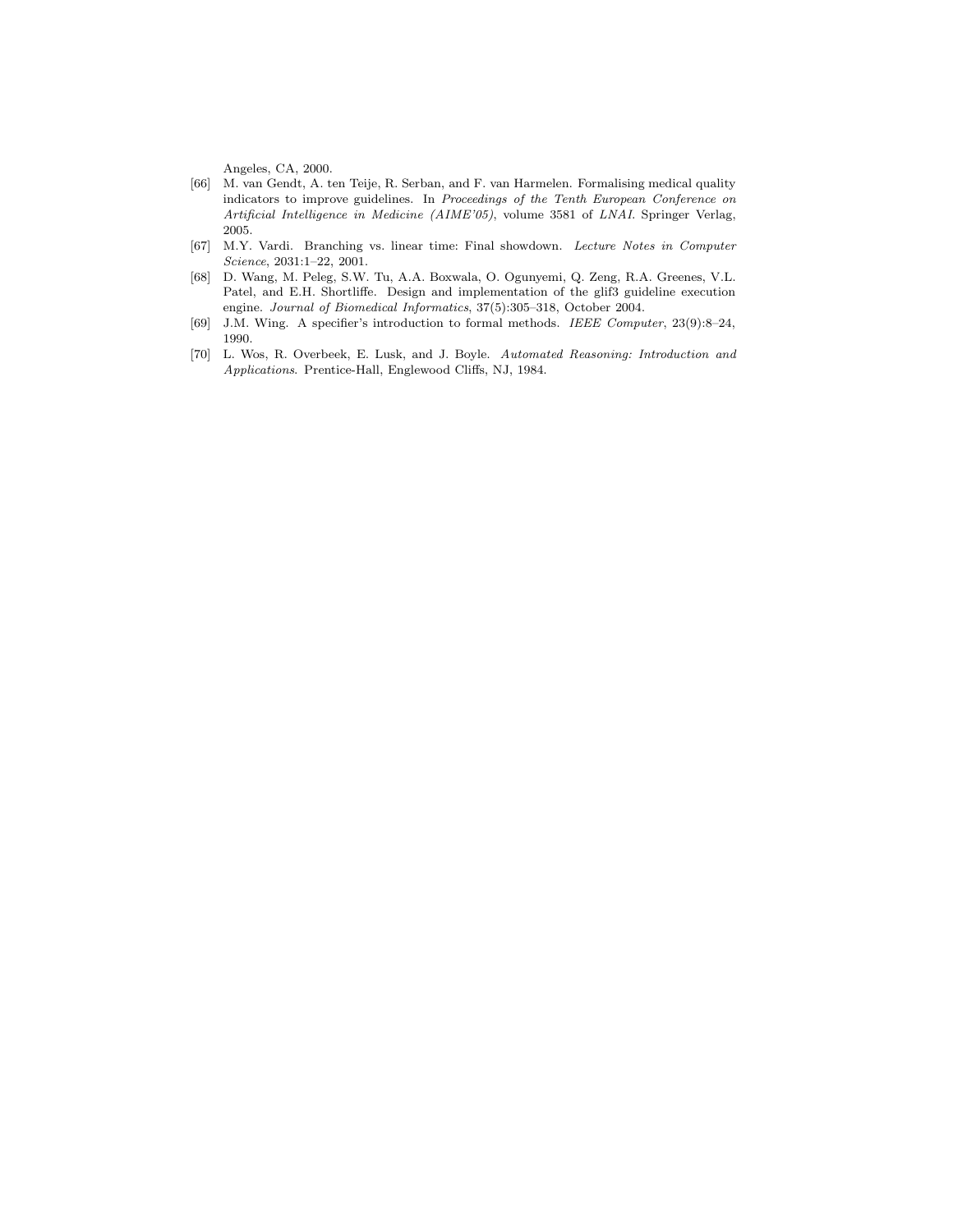Angeles, CA, 2000.

[66] M. van Gendt, A. ten Teije, R. Serban, and F. van Harmelen. Formalising medical quality indicators to improve guidelines. In *Proceedings of the Tenth European Conference on Artificial Intelligence in Medicine (AIME'05)*, volume 3581 of *LNAI*. Springer Verlag, 2005.

[67] M.Y. Vardi. Branching vs. linear time: Final showdown. *Lecture Notes in Computer Science*, 2031:1–22, 2001.

[68] D. Wang, M. Peleg, S.W. Tu, A.A. Boxwala, O. Ogunyemi, Q. Zeng, R.A. Greenes, V.L. Patel, and E.H. Shortliffe. Design and implementation of the glif3 guideline execution engine. *Journal of Biomedical Informatics*, 37(5):305–318, October 2004.

[69] J.M. Wing. A specifier's introduction to formal methods. *IEEE Computer*, 23(9):8–24, 1990.

[70] L. Wos, R. Overbeek, E. Lusk, and J. Boyle. *Automated Reasoning: Introduction and Applications*. Prentice-Hall, Englewood Cliffs, NJ, 1984.